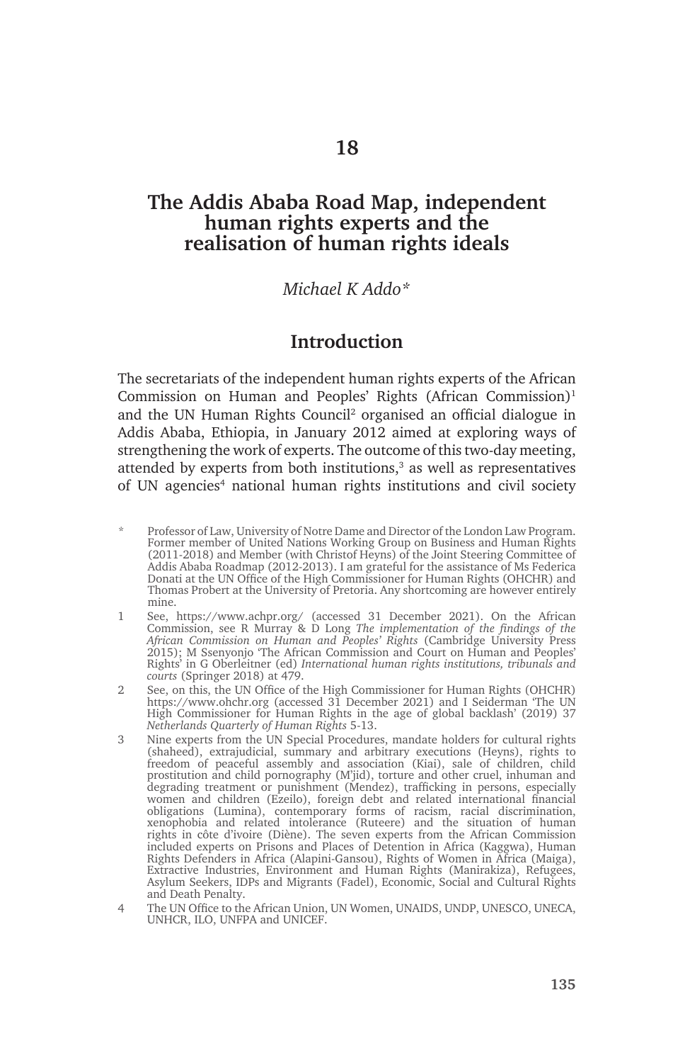# 18

# The Addis Ababa Road Map, independent human rights experts and the realisation of human rights ideals

*Michael K Addo\**

## Introduction

The secretariats of the independent human rights experts of the African Commission on Human and Peoples' Rights (African Commission)[1] and the UN Human Rights Council[2] organised an official dialogue in Addis Ababa, Ethiopia, in January 2012 aimed at exploring ways of strengthening the work of experts. The outcome of this two-day meeting, attended by experts from both institutions,[3] as well as representatives of UN agencies[4] national human rights institutions and civil society

---

\* Professor of Law, University of Notre Dame and Director of the London Law Program. Former member of United Nations Working Group on Business and Human Rights (2011-2018) and Member (with Christof Heyns) of the Joint Steering Committee of Addis Ababa Roadmap (2012-2013). I am grateful for the assistance of Ms Federica Donati at the UN Office of the High Commissioner for Human Rights (OHCHR) and Thomas Probert at the University of Pretoria. Any shortcoming are however entirely mine.

1 See, https://www.achpr.org/ (accessed 31 December 2021). On the African Commission, see R Murray & D Long *The implementation of the findings of the African Commission on Human and Peoples' Rights* (Cambridge University Press 2015); M Ssenyonjo 'The African Commission and Court on Human and Peoples' Rights' in G Oberleitner (ed) *International human rights institutions, tribunals and courts* (Springer 2018) at 479.

2 See, on this, the UN Office of the High Commissioner for Human Rights (OHCHR) https://www.ohchr.org (accessed 31 December 2021) and I Seiderman 'The UN High Commissioner for Human Rights in the age of global backlash' (2019) 37 *Netherlands Quarterly of Human Rights* 5-13.

3 Nine experts from the UN Special Procedures, mandate holders for cultural rights (shaheed), extrajudicial, summary and arbitrary executions (Heyns), rights to freedom of peaceful assembly and association (Kiai), sale of children, child prostitution and child pornography (M'jid), torture and other cruel, inhuman and degrading treatment or punishment (Mendez), trafficking in persons, especially women and children (Ezeilo), foreign debt and related international financial obligations (Lumina), contemporary forms of racism, racial discrimination, xenophobia and related intolerance (Ruteere) and the situation of human rights in côte d'ivoire (Diène). The seven experts from the African Commission included experts on Prisons and Places of Detention in Africa (Kaggwa), Human Rights Defenders in Africa (Alapini-Gansou), Rights of Women in Africa (Maiga), Extractive Industries, Environment and Human Rights (Manirakiza), Refugees, Asylum Seekers, IDPs and Migrants (Fadel), Economic, Social and Cultural Rights and Death Penalty.

4 The UN Office to the African Union, UN Women, UNAIDS, UNDP, UNESCO, UNECA, UNHCR, ILO, UNFPA and UNICEF.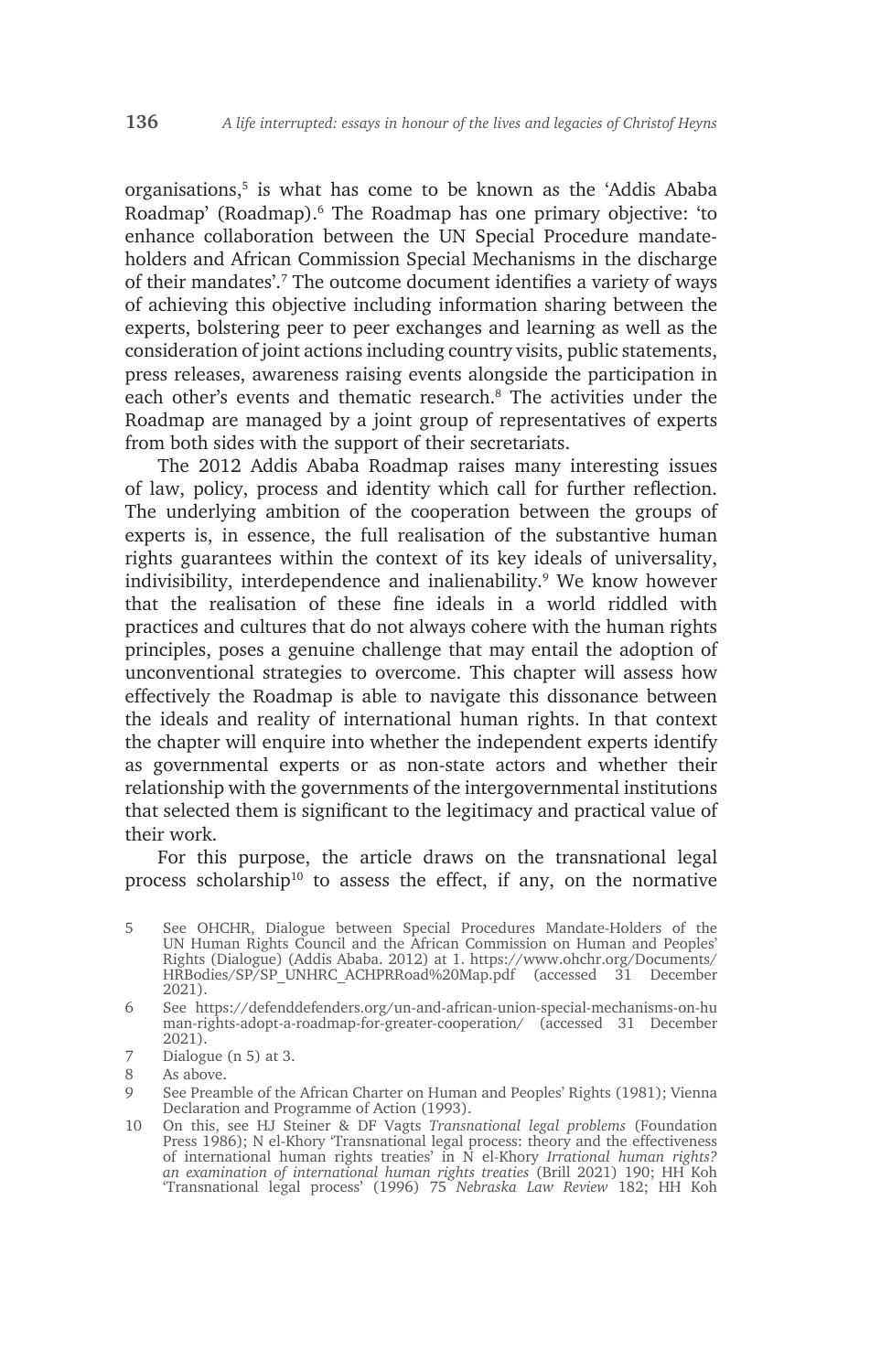organisations,[5] is what has come to be known as the 'Addis Ababa Roadmap' (Roadmap).[6] The Roadmap has one primary objective: 'to enhance collaboration between the UN Special Procedure mandate-holders and African Commission Special Mechanisms in the discharge of their mandates'.[7] The outcome document identifies a variety of ways of achieving this objective including information sharing between the experts, bolstering peer to peer exchanges and learning as well as the consideration of joint actions including country visits, public statements, press releases, awareness raising events alongside the participation in each other's events and thematic research.[8] The activities under the Roadmap are managed by a joint group of representatives of experts from both sides with the support of their secretariats.

The 2012 Addis Ababa Roadmap raises many interesting issues of law, policy, process and identity which call for further reflection. The underlying ambition of the cooperation between the groups of experts is, in essence, the full realisation of the substantive human rights guarantees within the context of its key ideals of universality, indivisibility, interdependence and inalienability.[9] We know however that the realisation of these fine ideals in a world riddled with practices and cultures that do not always cohere with the human rights principles, poses a genuine challenge that may entail the adoption of unconventional strategies to overcome. This chapter will assess how effectively the Roadmap is able to navigate this dissonance between the ideals and reality of international human rights. In that context the chapter will enquire into whether the independent experts identify as governmental experts or as non-state actors and whether their relationship with the governments of the intergovernmental institutions that selected them is significant to the legitimacy and practical value of their work.

For this purpose, the article draws on the transnational legal process scholarship[10] to assess the effect, if any, on the normative

---

5 See OHCHR, Dialogue between Special Procedures Mandate-Holders of the UN Human Rights Council and the African Commission on Human and Peoples' Rights (Dialogue) (Addis Ababa. 2012) at 1. https://www.ohchr.org/Documents/HRBodies/SP/SP_UNHRC_ACHPRRoad%20Map.pdf (accessed 31 December 2021).

6 See https://defenddefenders.org/un-and-african-union-special-mechanisms-on-human-rights-adopt-a-roadmap-for-greater-cooperation/ (accessed 31 December 2021).

7 Dialogue (n 5) at 3.

8 As above.

9 See Preamble of the African Charter on Human and Peoples' Rights (1981); Vienna Declaration and Programme of Action (1993).

10 On this, see HJ Steiner & DF Vagts *Transnational legal problems* (Foundation Press 1986); N el-Khory 'Transnational legal process: theory and the effectiveness of international human rights treaties' in N el-Khory *Irrational human rights? an examination of international human rights treaties* (Brill 2021) 190; HH Koh 'Transnational legal process' (1996) 75 *Nebraska Law Review* 182; HH Koh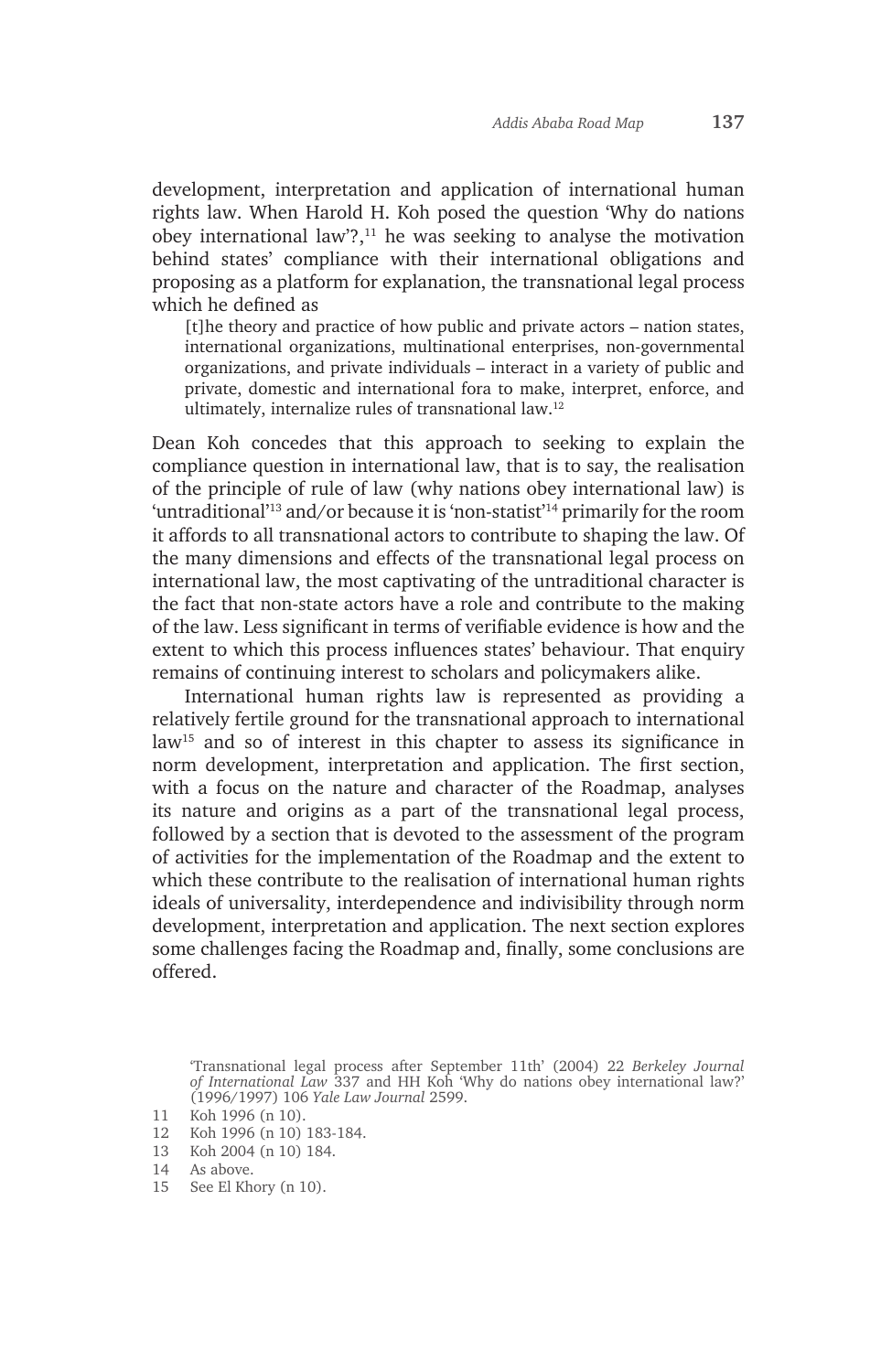development, interpretation and application of international human rights law. When Harold H. Koh posed the question 'Why do nations obey international law'?,[11] he was seeking to analyse the motivation behind states' compliance with their international obligations and proposing as a platform for explanation, the transnational legal process which he defined as

> [t]he theory and practice of how public and private actors – nation states, international organizations, multinational enterprises, non-governmental organizations, and private individuals – interact in a variety of public and private, domestic and international fora to make, interpret, enforce, and ultimately, internalize rules of transnational law.[12]

Dean Koh concedes that this approach to seeking to explain the compliance question in international law, that is to say, the realisation of the principle of rule of law (why nations obey international law) is 'untraditional'[13] and/or because it is 'non-statist'[14] primarily for the room it affords to all transnational actors to contribute to shaping the law. Of the many dimensions and effects of the transnational legal process on international law, the most captivating of the untraditional character is the fact that non-state actors have a role and contribute to the making of the law. Less significant in terms of verifiable evidence is how and the extent to which this process influences states' behaviour. That enquiry remains of continuing interest to scholars and policymakers alike.

International human rights law is represented as providing a relatively fertile ground for the transnational approach to international law[15] and so of interest in this chapter to assess its significance in norm development, interpretation and application. The first section, with a focus on the nature and character of the Roadmap, analyses its nature and origins as a part of the transnational legal process, followed by a section that is devoted to the assessment of the program of activities for the implementation of the Roadmap and the extent to which these contribute to the realisation of international human rights ideals of universality, interdependence and indivisibility through norm development, interpretation and application. The next section explores some challenges facing the Roadmap and, finally, some conclusions are offered.

---

'Transnational legal process after September 11th' (2004) 22 *Berkeley Journal of International Law* 337 and HH Koh 'Why do nations obey international law?' (1996/1997) 106 *Yale Law Journal* 2599.

11 Koh 1996 (n 10).

12 Koh 1996 (n 10) 183-184.

13 Koh 2004 (n 10) 184.

14 As above.

15 See El Khory (n 10).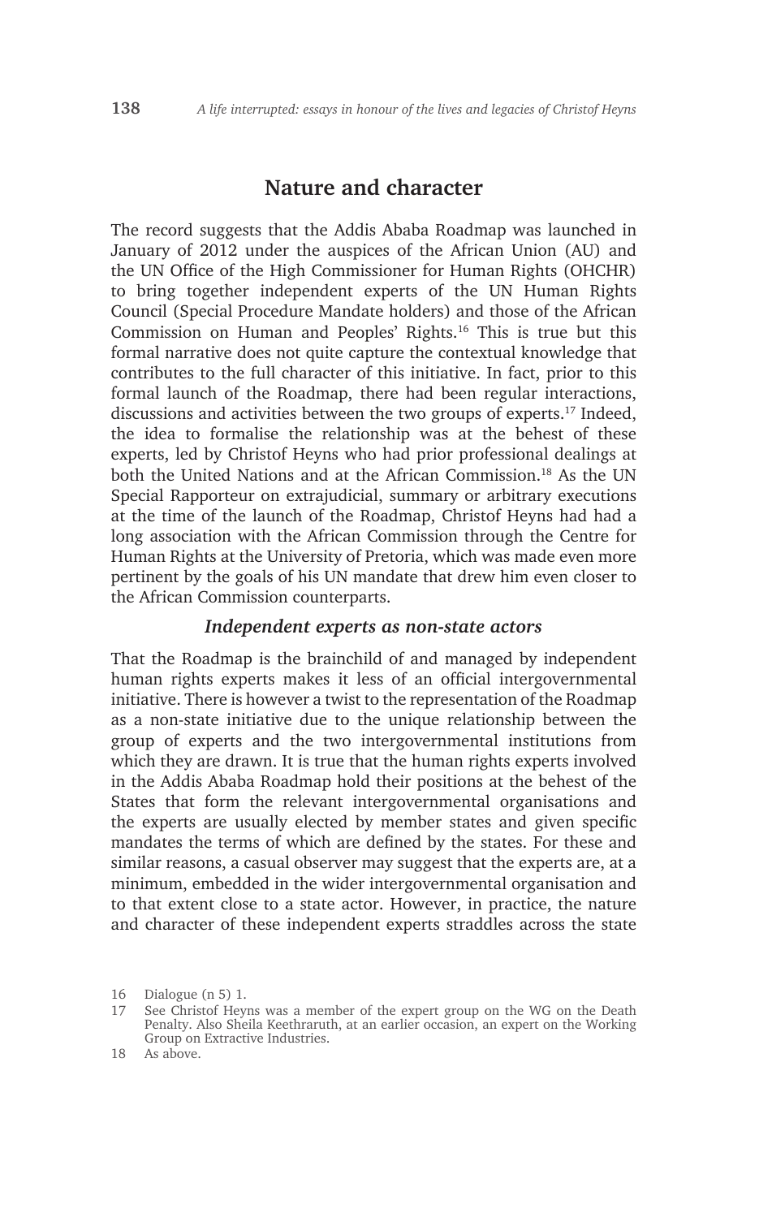## Nature and character

The record suggests that the Addis Ababa Roadmap was launched in January of 2012 under the auspices of the African Union (AU) and the UN Office of the High Commissioner for Human Rights (OHCHR) to bring together independent experts of the UN Human Rights Council (Special Procedure Mandate holders) and those of the African Commission on Human and Peoples' Rights.[16] This is true but this formal narrative does not quite capture the contextual knowledge that contributes to the full character of this initiative. In fact, prior to this formal launch of the Roadmap, there had been regular interactions, discussions and activities between the two groups of experts.[17] Indeed, the idea to formalise the relationship was at the behest of these experts, led by Christof Heyns who had prior professional dealings at both the United Nations and at the African Commission.[18] As the UN Special Rapporteur on extrajudicial, summary or arbitrary executions at the time of the launch of the Roadmap, Christof Heyns had had a long association with the African Commission through the Centre for Human Rights at the University of Pretoria, which was made even more pertinent by the goals of his UN mandate that drew him even closer to the African Commission counterparts.

### *Independent experts as non-state actors*

That the Roadmap is the brainchild of and managed by independent human rights experts makes it less of an official intergovernmental initiative. There is however a twist to the representation of the Roadmap as a non-state initiative due to the unique relationship between the group of experts and the two intergovernmental institutions from which they are drawn. It is true that the human rights experts involved in the Addis Ababa Roadmap hold their positions at the behest of the States that form the relevant intergovernmental organisations and the experts are usually elected by member states and given specific mandates the terms of which are defined by the states. For these and similar reasons, a casual observer may suggest that the experts are, at a minimum, embedded in the wider intergovernmental organisation and to that extent close to a state actor. However, in practice, the nature and character of these independent experts straddles across the state

16 Dialogue (n 5) 1.

17 See Christof Heyns was a member of the expert group on the WG on the Death Penalty. Also Sheila Keethraruth, at an earlier occasion, an expert on the Working Group on Extractive Industries.

18 As above.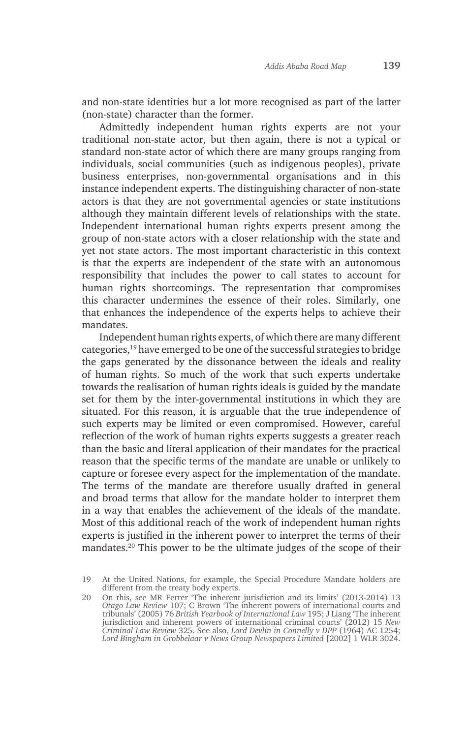and non-state identities but a lot more recognised as part of the latter (non-state) character than the former.

Admittedly independent human rights experts are not your traditional non-state actor, but then again, there is not a typical or standard non-state actor of which there are many groups ranging from individuals, social communities (such as indigenous peoples), private business enterprises, non-governmental organisations and in this instance independent experts. The distinguishing character of non-state actors is that they are not governmental agencies or state institutions although they maintain different levels of relationships with the state. Independent international human rights experts present among the group of non-state actors with a closer relationship with the state and yet not state actors. The most important characteristic in this context is that the experts are independent of the state with an autonomous responsibility that includes the power to call states to account for human rights shortcomings. The representation that compromises this character undermines the essence of their roles. Similarly, one that enhances the independence of the experts helps to achieve their mandates.

Independent human rights experts, of which there are many different categories,[19] have emerged to be one of the successful strategies to bridge the gaps generated by the dissonance between the ideals and reality of human rights. So much of the work that such experts undertake towards the realisation of human rights ideals is guided by the mandate set for them by the inter-governmental institutions in which they are situated. For this reason, it is arguable that the true independence of such experts may be limited or even compromised. However, careful reflection of the work of human rights experts suggests a greater reach than the basic and literal application of their mandates for the practical reason that the specific terms of the mandate are unable or unlikely to capture or foresee every aspect for the implementation of the mandate. The terms of the mandate are therefore usually drafted in general and broad terms that allow for the mandate holder to interpret them in a way that enables the achievement of the ideals of the mandate. Most of this additional reach of the work of independent human rights experts is justified in the inherent power to interpret the terms of their mandates.[20] This power to be the ultimate judges of the scope of their

---

19 At the United Nations, for example, the Special Procedure Mandate holders are different from the treaty body experts.

20 On this, see MR Ferrer 'The inherent jurisdiction and its limits' (2013-2014) 13 *Otago Law Review* 107; C Brown 'The inherent powers of international courts and tribunals' (2005) 76 *British Yearbook of International Law* 195; J Liang 'The inherent jurisdiction and inherent powers of international criminal courts' (2012) 15 *New Criminal Law Review* 325. See also, *Lord Devlin in Connelly v DPP* (1964) AC 1254; *Lord Bingham in Grobbelaar v News Group Newspapers Limited* [2002] 1 WLR 3024.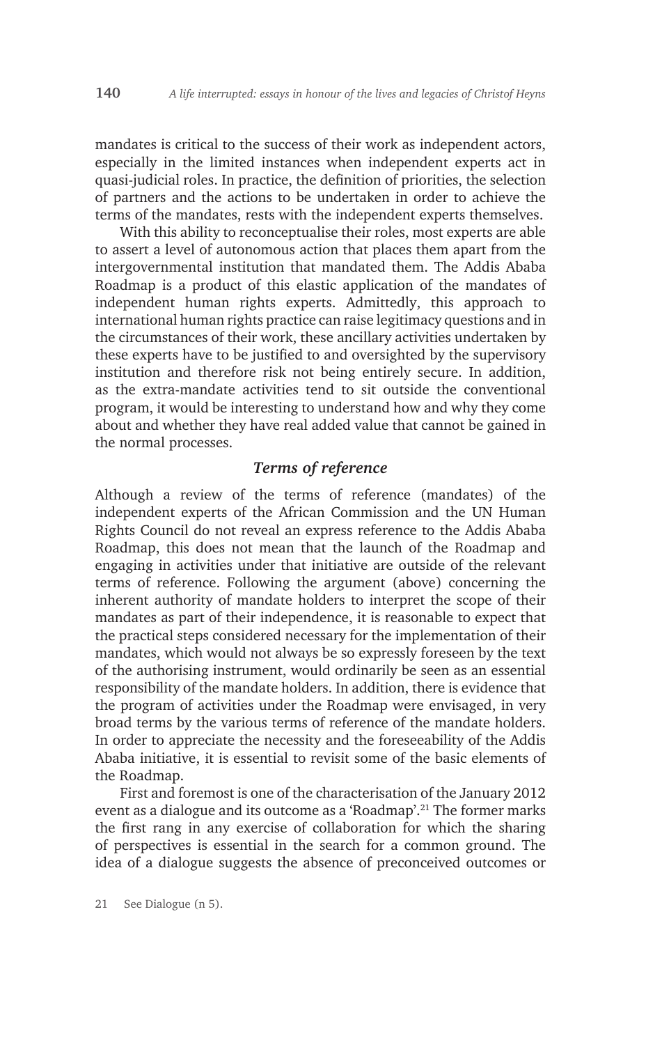mandates is critical to the success of their work as independent actors, especially in the limited instances when independent experts act in quasi-judicial roles. In practice, the definition of priorities, the selection of partners and the actions to be undertaken in order to achieve the terms of the mandates, rests with the independent experts themselves.

With this ability to reconceptualise their roles, most experts are able to assert a level of autonomous action that places them apart from the intergovernmental institution that mandated them. The Addis Ababa Roadmap is a product of this elastic application of the mandates of independent human rights experts. Admittedly, this approach to international human rights practice can raise legitimacy questions and in the circumstances of their work, these ancillary activities undertaken by these experts have to be justified to and oversighted by the supervisory institution and therefore risk not being entirely secure. In addition, as the extra-mandate activities tend to sit outside the conventional program, it would be interesting to understand how and why they come about and whether they have real added value that cannot be gained in the normal processes.

### *Terms of reference*

Although a review of the terms of reference (mandates) of the independent experts of the African Commission and the UN Human Rights Council do not reveal an express reference to the Addis Ababa Roadmap, this does not mean that the launch of the Roadmap and engaging in activities under that initiative are outside of the relevant terms of reference. Following the argument (above) concerning the inherent authority of mandate holders to interpret the scope of their mandates as part of their independence, it is reasonable to expect that the practical steps considered necessary for the implementation of their mandates, which would not always be so expressly foreseen by the text of the authorising instrument, would ordinarily be seen as an essential responsibility of the mandate holders. In addition, there is evidence that the program of activities under the Roadmap were envisaged, in very broad terms by the various terms of reference of the mandate holders. In order to appreciate the necessity and the foreseeability of the Addis Ababa initiative, it is essential to revisit some of the basic elements of the Roadmap.

First and foremost is one of the characterisation of the January 2012 event as a dialogue and its outcome as a 'Roadmap'.[21] The former marks the first rang in any exercise of collaboration for which the sharing of perspectives is essential in the search for a common ground. The idea of a dialogue suggests the absence of preconceived outcomes or

21 See Dialogue (n 5).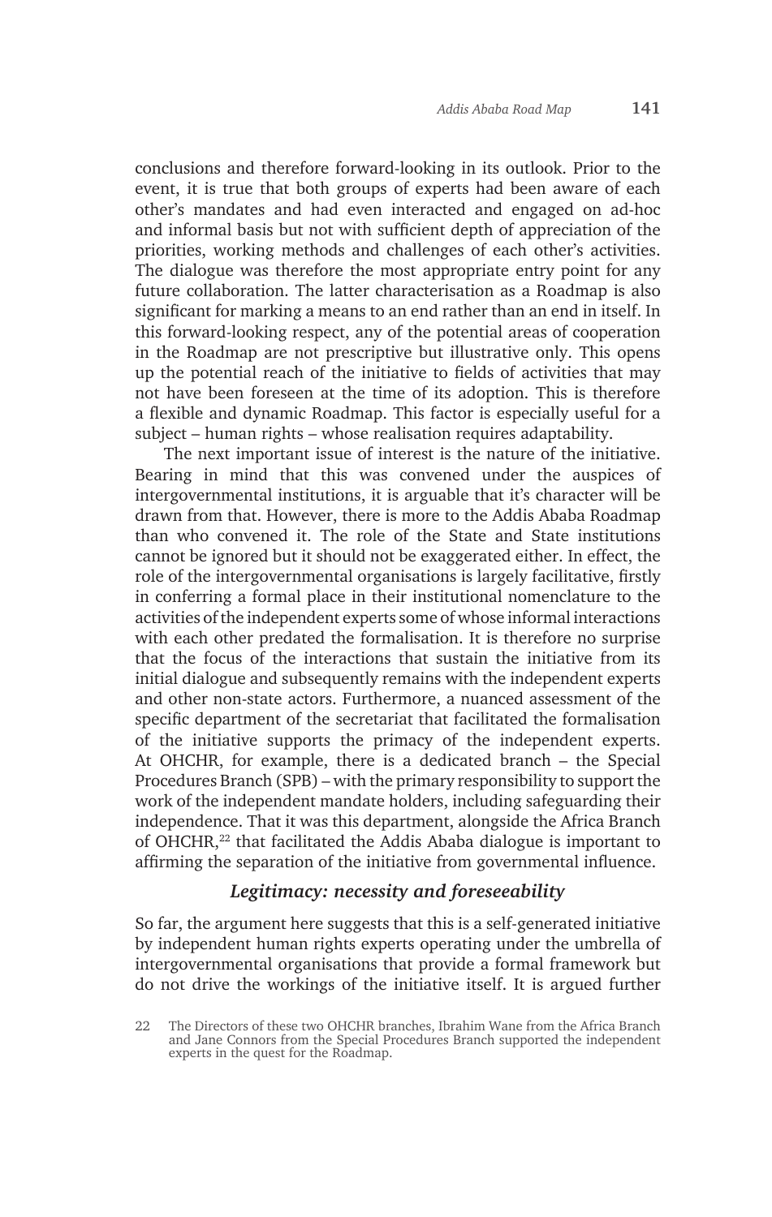conclusions and therefore forward-looking in its outlook. Prior to the event, it is true that both groups of experts had been aware of each other's mandates and had even interacted and engaged on ad-hoc and informal basis but not with sufficient depth of appreciation of the priorities, working methods and challenges of each other's activities. The dialogue was therefore the most appropriate entry point for any future collaboration. The latter characterisation as a Roadmap is also significant for marking a means to an end rather than an end in itself. In this forward-looking respect, any of the potential areas of cooperation in the Roadmap are not prescriptive but illustrative only. This opens up the potential reach of the initiative to fields of activities that may not have been foreseen at the time of its adoption. This is therefore a flexible and dynamic Roadmap. This factor is especially useful for a subject – human rights – whose realisation requires adaptability.

The next important issue of interest is the nature of the initiative. Bearing in mind that this was convened under the auspices of intergovernmental institutions, it is arguable that it's character will be drawn from that. However, there is more to the Addis Ababa Roadmap than who convened it. The role of the State and State institutions cannot be ignored but it should not be exaggerated either. In effect, the role of the intergovernmental organisations is largely facilitative, firstly in conferring a formal place in their institutional nomenclature to the activities of the independent experts some of whose informal interactions with each other predated the formalisation. It is therefore no surprise that the focus of the interactions that sustain the initiative from its initial dialogue and subsequently remains with the independent experts and other non-state actors. Furthermore, a nuanced assessment of the specific department of the secretariat that facilitated the formalisation of the initiative supports the primacy of the independent experts. At OHCHR, for example, there is a dedicated branch – the Special Procedures Branch (SPB) – with the primary responsibility to support the work of the independent mandate holders, including safeguarding their independence. That it was this department, alongside the Africa Branch of OHCHR,[22] that facilitated the Addis Ababa dialogue is important to affirming the separation of the initiative from governmental influence.

### *Legitimacy: necessity and foreseeability*

So far, the argument here suggests that this is a self-generated initiative by independent human rights experts operating under the umbrella of intergovernmental organisations that provide a formal framework but do not drive the workings of the initiative itself. It is argued further

22 The Directors of these two OHCHR branches, Ibrahim Wane from the Africa Branch and Jane Connors from the Special Procedures Branch supported the independent experts in the quest for the Roadmap.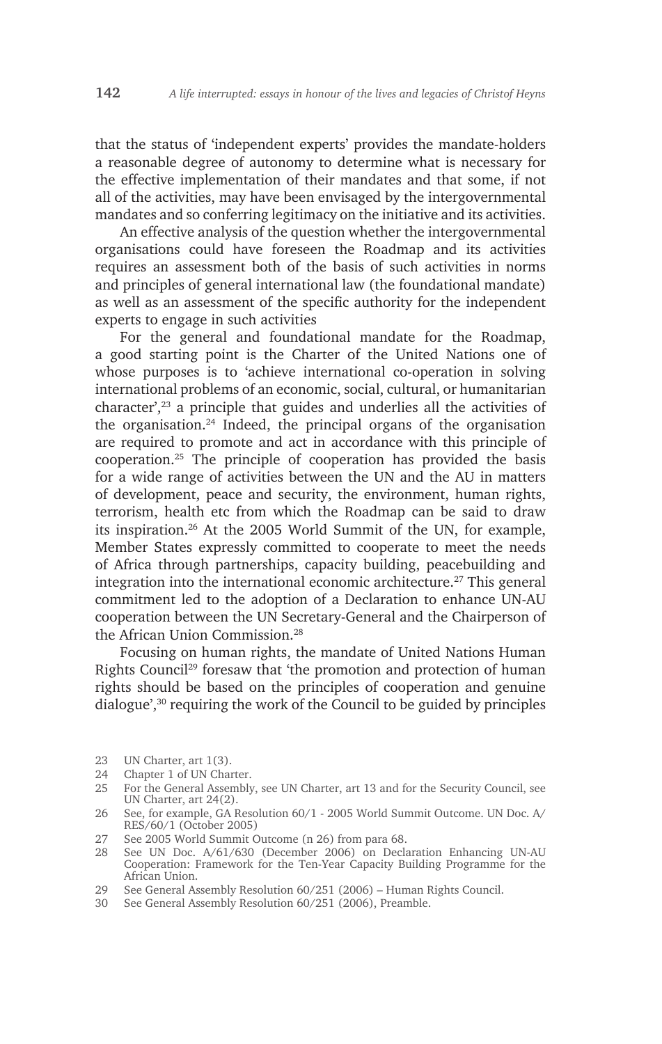that the status of 'independent experts' provides the mandate-holders a reasonable degree of autonomy to determine what is necessary for the effective implementation of their mandates and that some, if not all of the activities, may have been envisaged by the intergovernmental mandates and so conferring legitimacy on the initiative and its activities.

An effective analysis of the question whether the intergovernmental organisations could have foreseen the Roadmap and its activities requires an assessment both of the basis of such activities in norms and principles of general international law (the foundational mandate) as well as an assessment of the specific authority for the independent experts to engage in such activities

For the general and foundational mandate for the Roadmap, a good starting point is the Charter of the United Nations one of whose purposes is to 'achieve international co-operation in solving international problems of an economic, social, cultural, or humanitarian character',[23] a principle that guides and underlies all the activities of the organisation.[24] Indeed, the principal organs of the organisation are required to promote and act in accordance with this principle of cooperation.[25] The principle of cooperation has provided the basis for a wide range of activities between the UN and the AU in matters of development, peace and security, the environment, human rights, terrorism, health etc from which the Roadmap can be said to draw its inspiration.[26] At the 2005 World Summit of the UN, for example, Member States expressly committed to cooperate to meet the needs of Africa through partnerships, capacity building, peacebuilding and integration into the international economic architecture.[27] This general commitment led to the adoption of a Declaration to enhance UN-AU cooperation between the UN Secretary-General and the Chairperson of the African Union Commission.[28]

Focusing on human rights, the mandate of United Nations Human Rights Council[29] foresaw that 'the promotion and protection of human rights should be based on the principles of cooperation and genuine dialogue',[30] requiring the work of the Council to be guided by principles

23 UN Charter, art 1(3).

24 Chapter 1 of UN Charter.

25 For the General Assembly, see UN Charter, art 13 and for the Security Council, see UN Charter, art 24(2).

26 See, for example, GA Resolution 60/1 - 2005 World Summit Outcome. UN Doc. A/RES/60/1 (October 2005)

27 See 2005 World Summit Outcome (n 26) from para 68.

28 See UN Doc. A/61/630 (December 2006) on Declaration Enhancing UN-AU Cooperation: Framework for the Ten-Year Capacity Building Programme for the African Union.

29 See General Assembly Resolution 60/251 (2006) – Human Rights Council.

30 See General Assembly Resolution 60/251 (2006), Preamble.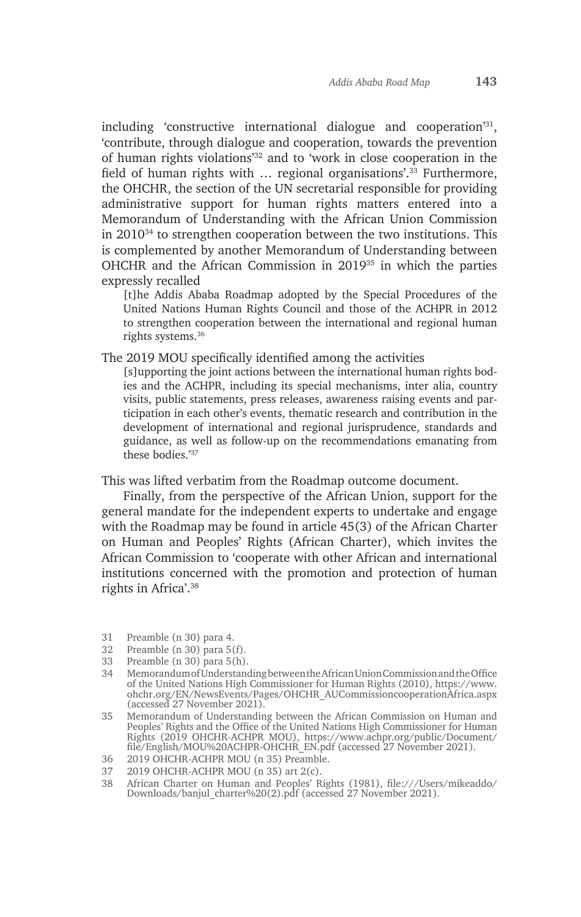including 'constructive international dialogue and cooperation'[31], 'contribute, through dialogue and cooperation, towards the prevention of human rights violations'[32] and to 'work in close cooperation in the field of human rights with … regional organisations'.[33] Furthermore, the OHCHR, the section of the UN secretarial responsible for providing administrative support for human rights matters entered into a Memorandum of Understanding with the African Union Commission in 2010[34] to strengthen cooperation between the two institutions. This is complemented by another Memorandum of Understanding between OHCHR and the African Commission in 2019[35] in which the parties expressly recalled

> [t]he Addis Ababa Roadmap adopted by the Special Procedures of the United Nations Human Rights Council and those of the ACHPR in 2012 to strengthen cooperation between the international and regional human rights systems.[36]

The 2019 MOU specifically identified among the activities

> [s]upporting the joint actions between the international human rights bodies and the ACHPR, including its special mechanisms, inter alia, country visits, public statements, press releases, awareness raising events and participation in each other's events, thematic research and contribution in the development of international and regional jurisprudence, standards and guidance, as well as follow-up on the recommendations emanating from these bodies.'[37]

This was lifted verbatim from the Roadmap outcome document.

Finally, from the perspective of the African Union, support for the general mandate for the independent experts to undertake and engage with the Roadmap may be found in article 45(3) of the African Charter on Human and Peoples' Rights (African Charter), which invites the African Commission to 'cooperate with other African and international institutions concerned with the promotion and protection of human rights in Africa'.[38]

---

31 Preamble (n 30) para 4.

32 Preamble (n 30) para 5(f).

33 Preamble (n 30) para 5(h).

34 Memorandum of Understanding between the African Union Commission and the Office of the United Nations High Commissioner for Human Rights (2010), https://www.ohchr.org/EN/NewsEvents/Pages/OHCHR_AUCommissioncooperationAfrica.aspx (accessed 27 November 2021).

35 Memorandum of Understanding between the African Commission on Human and Peoples' Rights and the Office of the United Nations High Commissioner for Human Rights (2019 OHCHR-ACHPR MOU), https://www.achpr.org/public/Document/file/English/MOU%20ACHPR-OHCHR_EN.pdf (accessed 27 November 2021).

36 2019 OHCHR-ACHPR MOU (n 35) Preamble.

37 2019 OHCHR-ACHPR MOU (n 35) art 2(c).

38 African Charter on Human and Peoples' Rights (1981), file:///Users/mikeaddo/Downloads/banjul_charter%20(2).pdf (accessed 27 November 2021).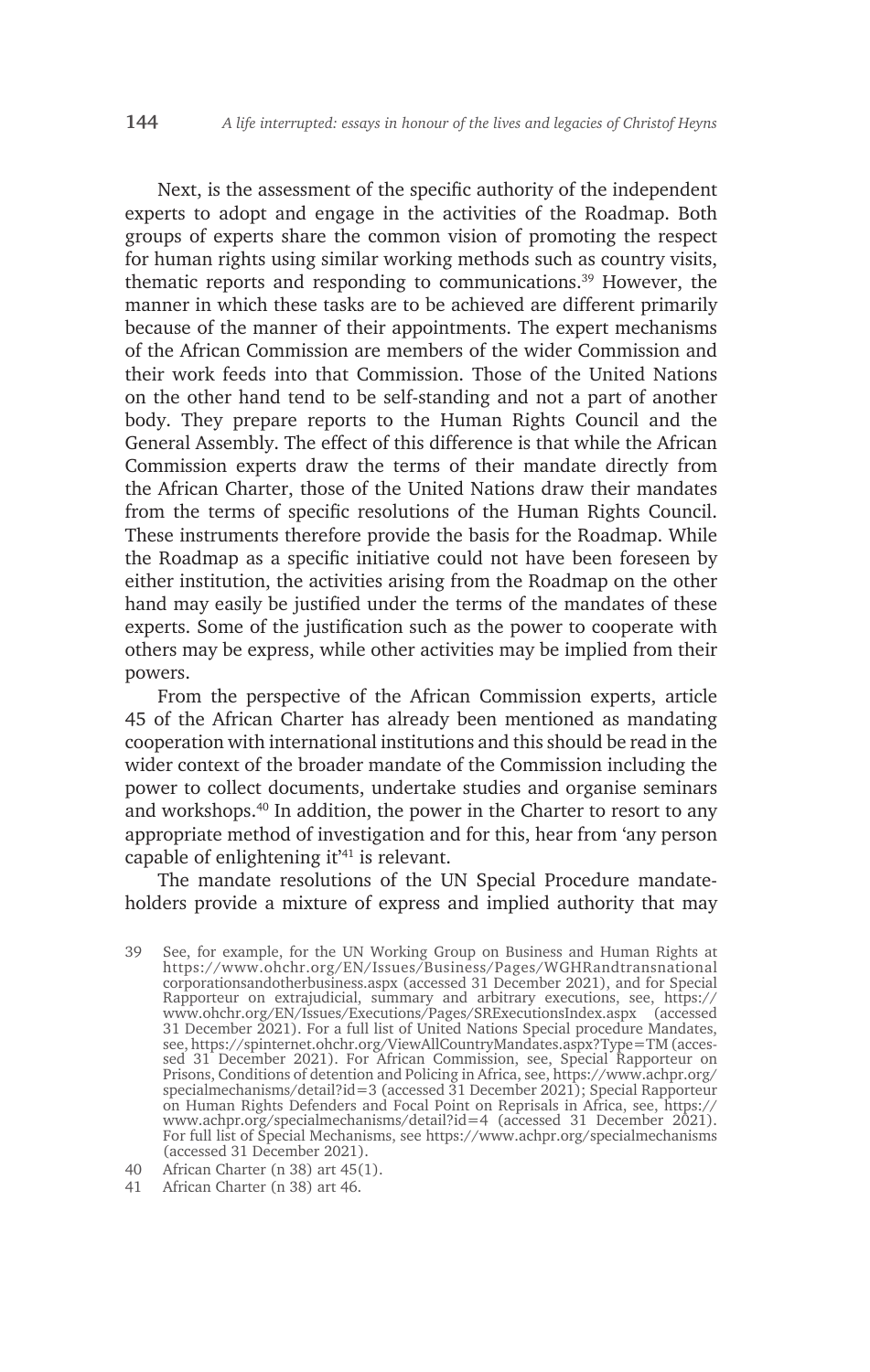Next, is the assessment of the specific authority of the independent experts to adopt and engage in the activities of the Roadmap. Both groups of experts share the common vision of promoting the respect for human rights using similar working methods such as country visits, thematic reports and responding to communications.[39] However, the manner in which these tasks are to be achieved are different primarily because of the manner of their appointments. The expert mechanisms of the African Commission are members of the wider Commission and their work feeds into that Commission. Those of the United Nations on the other hand tend to be self-standing and not a part of another body. They prepare reports to the Human Rights Council and the General Assembly. The effect of this difference is that while the African Commission experts draw the terms of their mandate directly from the African Charter, those of the United Nations draw their mandates from the terms of specific resolutions of the Human Rights Council. These instruments therefore provide the basis for the Roadmap. While the Roadmap as a specific initiative could not have been foreseen by either institution, the activities arising from the Roadmap on the other hand may easily be justified under the terms of the mandates of these experts. Some of the justification such as the power to cooperate with others may be express, while other activities may be implied from their powers.

From the perspective of the African Commission experts, article 45 of the African Charter has already been mentioned as mandating cooperation with international institutions and this should be read in the wider context of the broader mandate of the Commission including the power to collect documents, undertake studies and organise seminars and workshops.[40] In addition, the power in the Charter to resort to any appropriate method of investigation and for this, hear from 'any person capable of enlightening it'[41] is relevant.

The mandate resolutions of the UN Special Procedure mandate-holders provide a mixture of express and implied authority that may

39 See, for example, for the UN Working Group on Business and Human Rights at https://www.ohchr.org/EN/Issues/Business/Pages/WGHRandtransnationalcorporationsandotherbusiness.aspx (accessed 31 December 2021), and for Special Rapporteur on extrajudicial, summary and arbitrary executions, see, https://www.ohchr.org/EN/Issues/Executions/Pages/SRExecutionsIndex.aspx (accessed 31 December 2021). For a full list of United Nations Special procedure Mandates, see, https://spinternet.ohchr.org/ViewAllCountryMandates.aspx?Type=TM (accessed 31 December 2021). For African Commission, see, Special Rapporteur on Prisons, Conditions of detention and Policing in Africa, see, https://www.achpr.org/specialmechanisms/detail?id=3 (accessed 31 December 2021); Special Rapporteur on Human Rights Defenders and Focal Point on Reprisals in Africa, see, https://www.achpr.org/specialmechanisms/detail?id=4 (accessed 31 December 2021). For full list of Special Mechanisms, see https://www.achpr.org/specialmechanisms (accessed 31 December 2021).

40 African Charter (n 38) art 45(1).

41 African Charter (n 38) art 46.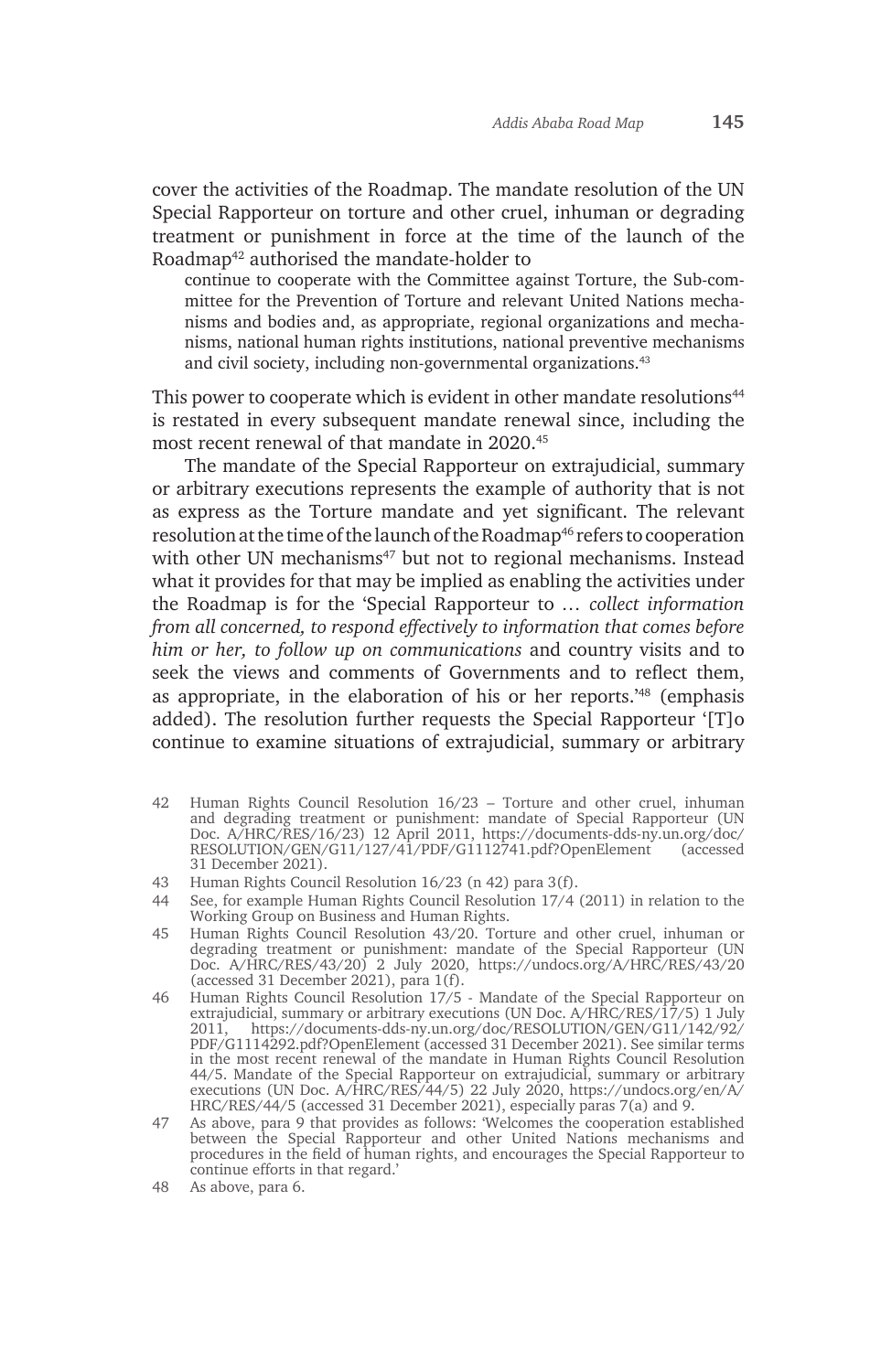cover the activities of the Roadmap. The mandate resolution of the UN Special Rapporteur on torture and other cruel, inhuman or degrading treatment or punishment in force at the time of the launch of the Roadmap[42] authorised the mandate-holder to

> continue to cooperate with the Committee against Torture, the Sub-committee for the Prevention of Torture and relevant United Nations mechanisms and bodies and, as appropriate, regional organizations and mechanisms, national human rights institutions, national preventive mechanisms and civil society, including non-governmental organizations.[43]

This power to cooperate which is evident in other mandate resolutions[44] is restated in every subsequent mandate renewal since, including the most recent renewal of that mandate in 2020.[45]

The mandate of the Special Rapporteur on extrajudicial, summary or arbitrary executions represents the example of authority that is not as express as the Torture mandate and yet significant. The relevant resolution at the time of the launch of the Roadmap[46] refers to cooperation with other UN mechanisms[47] but not to regional mechanisms. Instead what it provides for that may be implied as enabling the activities under the Roadmap is for the 'Special Rapporteur to … *collect information from all concerned, to respond effectively to information that comes before him or her, to follow up on communications* and country visits and to seek the views and comments of Governments and to reflect them, as appropriate, in the elaboration of his or her reports.'[48] (emphasis added). The resolution further requests the Special Rapporteur '[T]o continue to examine situations of extrajudicial, summary or arbitrary

---

42 Human Rights Council Resolution 16/23 – Torture and other cruel, inhuman and degrading treatment or punishment: mandate of Special Rapporteur (UN Doc. A/HRC/RES/16/23) 12 April 2011, https://documents-dds-ny.un.org/doc/RESOLUTION/GEN/G11/127/41/PDF/G1112741.pdf?OpenElement (accessed 31 December 2021).

43 Human Rights Council Resolution 16/23 (n 42) para 3(f).

44 See, for example Human Rights Council Resolution 17/4 (2011) in relation to the Working Group on Business and Human Rights.

45 Human Rights Council Resolution 43/20. Torture and other cruel, inhuman or degrading treatment or punishment: mandate of the Special Rapporteur (UN Doc. A/HRC/RES/43/20) 2 July 2020, https://undocs.org/A/HRC/RES/43/20 (accessed 31 December 2021), para 1(f).

46 Human Rights Council Resolution 17/5 - Mandate of the Special Rapporteur on extrajudicial, summary or arbitrary executions (UN Doc. A/HRC/RES/17/5) 1 July 2011, https://documents-dds-ny.un.org/doc/RESOLUTION/GEN/G11/142/92/PDF/G1114292.pdf?OpenElement (accessed 31 December 2021). See similar terms in the most recent renewal of the mandate in Human Rights Council Resolution 44/5. Mandate of the Special Rapporteur on extrajudicial, summary or arbitrary executions (UN Doc. A/HRC/RES/44/5) 22 July 2020, https://undocs.org/en/A/HRC/RES/44/5 (accessed 31 December 2021), especially paras 7(a) and 9.

47 As above, para 9 that provides as follows: 'Welcomes the cooperation established between the Special Rapporteur and other United Nations mechanisms and procedures in the field of human rights, and encourages the Special Rapporteur to continue efforts in that regard.'

48 As above, para 6.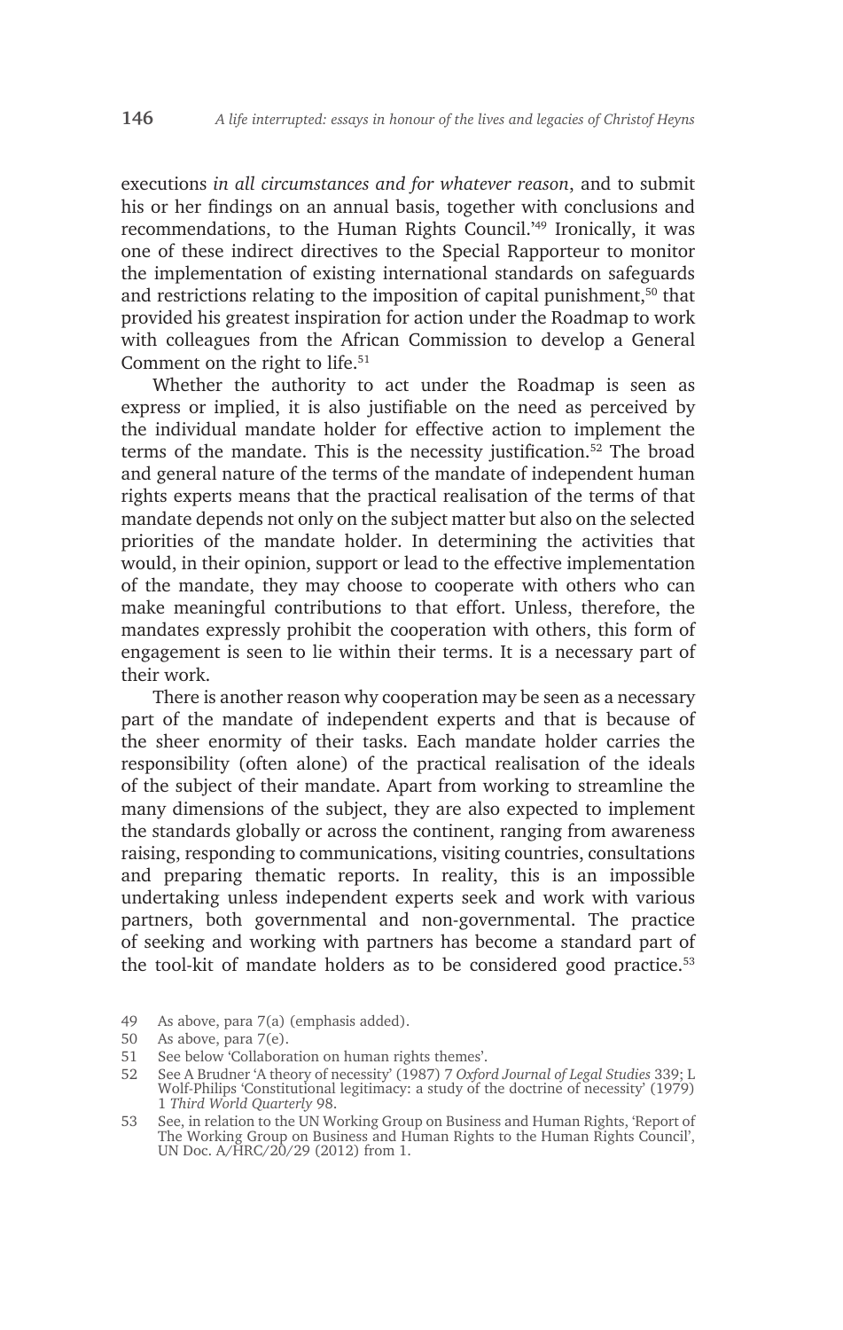executions *in all circumstances and for whatever reason*, and to submit his or her findings on an annual basis, together with conclusions and recommendations, to the Human Rights Council.'[49] Ironically, it was one of these indirect directives to the Special Rapporteur to monitor the implementation of existing international standards on safeguards and restrictions relating to the imposition of capital punishment,[50] that provided his greatest inspiration for action under the Roadmap to work with colleagues from the African Commission to develop a General Comment on the right to life.[51]

Whether the authority to act under the Roadmap is seen as express or implied, it is also justifiable on the need as perceived by the individual mandate holder for effective action to implement the terms of the mandate. This is the necessity justification.[52] The broad and general nature of the terms of the mandate of independent human rights experts means that the practical realisation of the terms of that mandate depends not only on the subject matter but also on the selected priorities of the mandate holder. In determining the activities that would, in their opinion, support or lead to the effective implementation of the mandate, they may choose to cooperate with others who can make meaningful contributions to that effort. Unless, therefore, the mandates expressly prohibit the cooperation with others, this form of engagement is seen to lie within their terms. It is a necessary part of their work.

There is another reason why cooperation may be seen as a necessary part of the mandate of independent experts and that is because of the sheer enormity of their tasks. Each mandate holder carries the responsibility (often alone) of the practical realisation of the ideals of the subject of their mandate. Apart from working to streamline the many dimensions of the subject, they are also expected to implement the standards globally or across the continent, ranging from awareness raising, responding to communications, visiting countries, consultations and preparing thematic reports. In reality, this is an impossible undertaking unless independent experts seek and work with various partners, both governmental and non-governmental. The practice of seeking and working with partners has become a standard part of the tool-kit of mandate holders as to be considered good practice.[53]

49 As above, para 7(a) (emphasis added).

50 As above, para 7(e).

51 See below 'Collaboration on human rights themes'.

52 See A Brudner 'A theory of necessity' (1987) 7 *Oxford Journal of Legal Studies* 339; L Wolf-Philips 'Constitutional legitimacy: a study of the doctrine of necessity' (1979) 1 *Third World Quarterly* 98.

53 See, in relation to the UN Working Group on Business and Human Rights, 'Report of The Working Group on Business and Human Rights to the Human Rights Council', UN Doc. A/HRC/20/29 (2012) from 1.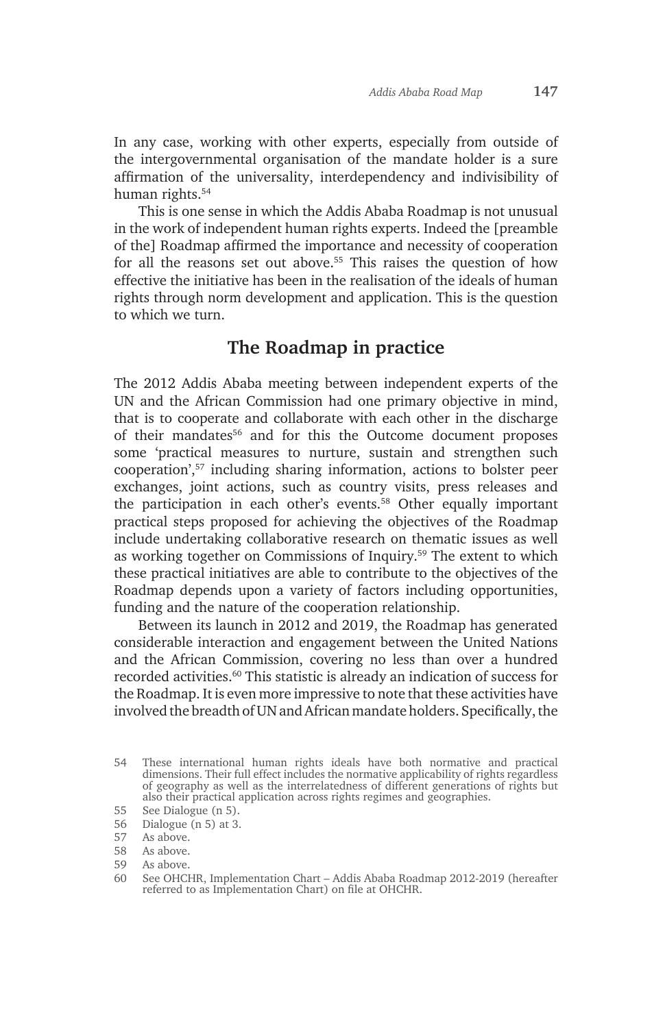In any case, working with other experts, especially from outside of the intergovernmental organisation of the mandate holder is a sure affirmation of the universality, interdependency and indivisibility of human rights.[54]

This is one sense in which the Addis Ababa Roadmap is not unusual in the work of independent human rights experts. Indeed the [preamble of the] Roadmap affirmed the importance and necessity of cooperation for all the reasons set out above.[55] This raises the question of how effective the initiative has been in the realisation of the ideals of human rights through norm development and application. This is the question to which we turn.

## The Roadmap in practice

The 2012 Addis Ababa meeting between independent experts of the UN and the African Commission had one primary objective in mind, that is to cooperate and collaborate with each other in the discharge of their mandates[56] and for this the Outcome document proposes some 'practical measures to nurture, sustain and strengthen such cooperation',[57] including sharing information, actions to bolster peer exchanges, joint actions, such as country visits, press releases and the participation in each other's events.[58] Other equally important practical steps proposed for achieving the objectives of the Roadmap include undertaking collaborative research on thematic issues as well as working together on Commissions of Inquiry.[59] The extent to which these practical initiatives are able to contribute to the objectives of the Roadmap depends upon a variety of factors including opportunities, funding and the nature of the cooperation relationship.

Between its launch in 2012 and 2019, the Roadmap has generated considerable interaction and engagement between the United Nations and the African Commission, covering no less than over a hundred recorded activities.[60] This statistic is already an indication of success for the Roadmap. It is even more impressive to note that these activities have involved the breadth of UN and African mandate holders. Specifically, the

---

54 These international human rights ideals have both normative and practical dimensions. Their full effect includes the normative applicability of rights regardless of geography as well as the interrelatedness of different generations of rights but also their practical application across rights regimes and geographies.

55 See Dialogue (n 5).

56 Dialogue (n 5) at 3.

57 As above.

58 As above.

59 As above.

60 See OHCHR, Implementation Chart – Addis Ababa Roadmap 2012-2019 (hereafter referred to as Implementation Chart) on file at OHCHR.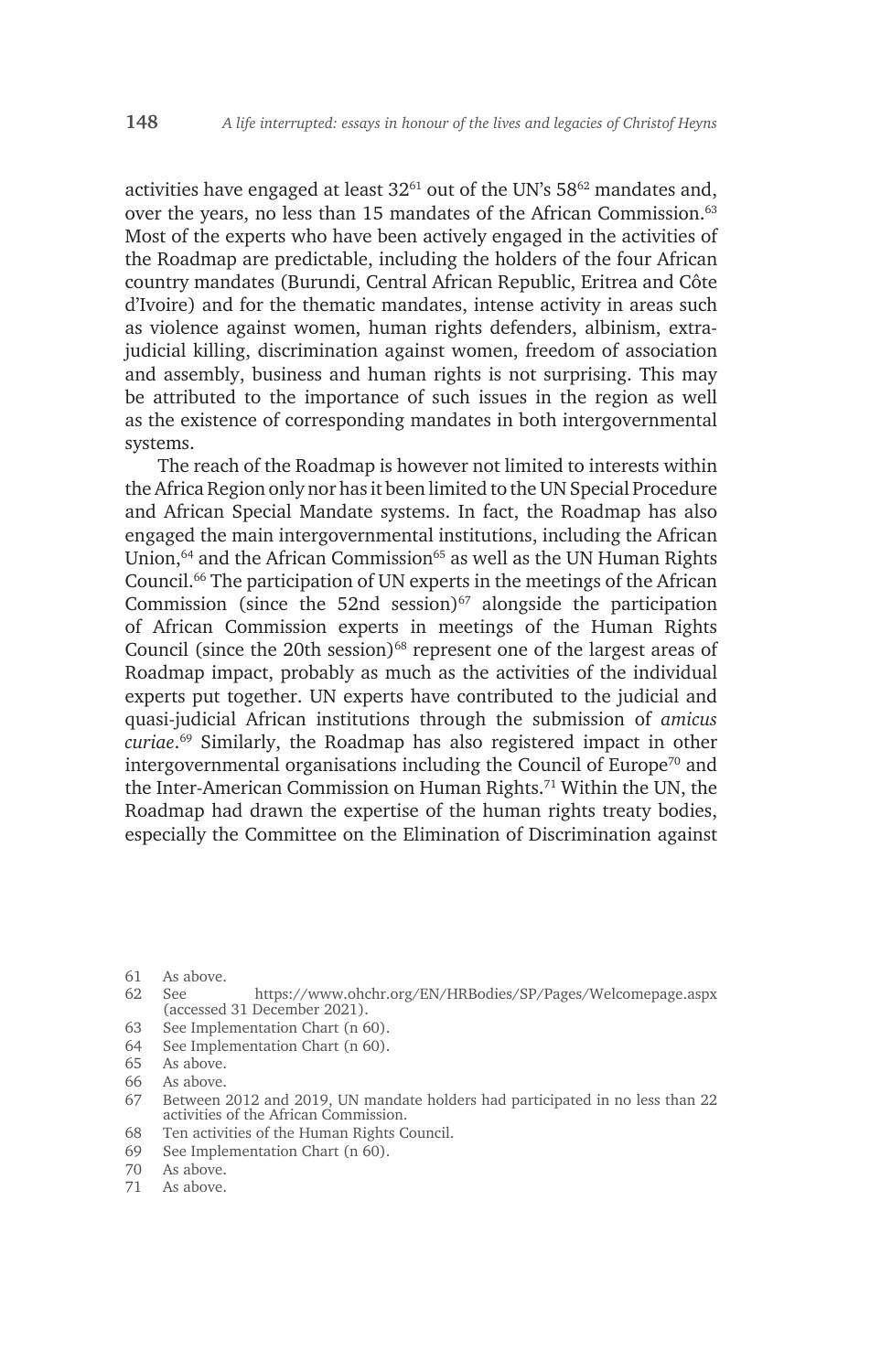activities have engaged at least 32[61] out of the UN's 58[62] mandates and, over the years, no less than 15 mandates of the African Commission.[63] Most of the experts who have been actively engaged in the activities of the Roadmap are predictable, including the holders of the four African country mandates (Burundi, Central African Republic, Eritrea and Côte d'Ivoire) and for the thematic mandates, intense activity in areas such as violence against women, human rights defenders, albinism, extra-judicial killing, discrimination against women, freedom of association and assembly, business and human rights is not surprising. This may be attributed to the importance of such issues in the region as well as the existence of corresponding mandates in both intergovernmental systems.

The reach of the Roadmap is however not limited to interests within the Africa Region only nor has it been limited to the UN Special Procedure and African Special Mandate systems. In fact, the Roadmap has also engaged the main intergovernmental institutions, including the African Union,[64] and the African Commission[65] as well as the UN Human Rights Council.[66] The participation of UN experts in the meetings of the African Commission (since the 52nd session)[67] alongside the participation of African Commission experts in meetings of the Human Rights Council (since the 20th session)[68] represent one of the largest areas of Roadmap impact, probably as much as the activities of the individual experts put together. UN experts have contributed to the judicial and quasi-judicial African institutions through the submission of *amicus curiae*.[69] Similarly, the Roadmap has also registered impact in other intergovernmental organisations including the Council of Europe[70] and the Inter-American Commission on Human Rights.[71] Within the UN, the Roadmap had drawn the expertise of the human rights treaty bodies, especially the Committee on the Elimination of Discrimination against

---

61 As above.

62 See https://www.ohchr.org/EN/HRBodies/SP/Pages/Welcomepage.aspx (accessed 31 December 2021).

63 See Implementation Chart (n 60).

64 See Implementation Chart (n 60).

65 As above.

66 As above.

67 Between 2012 and 2019, UN mandate holders had participated in no less than 22 activities of the African Commission.

68 Ten activities of the Human Rights Council.

69 See Implementation Chart (n 60).

70 As above.

71 As above.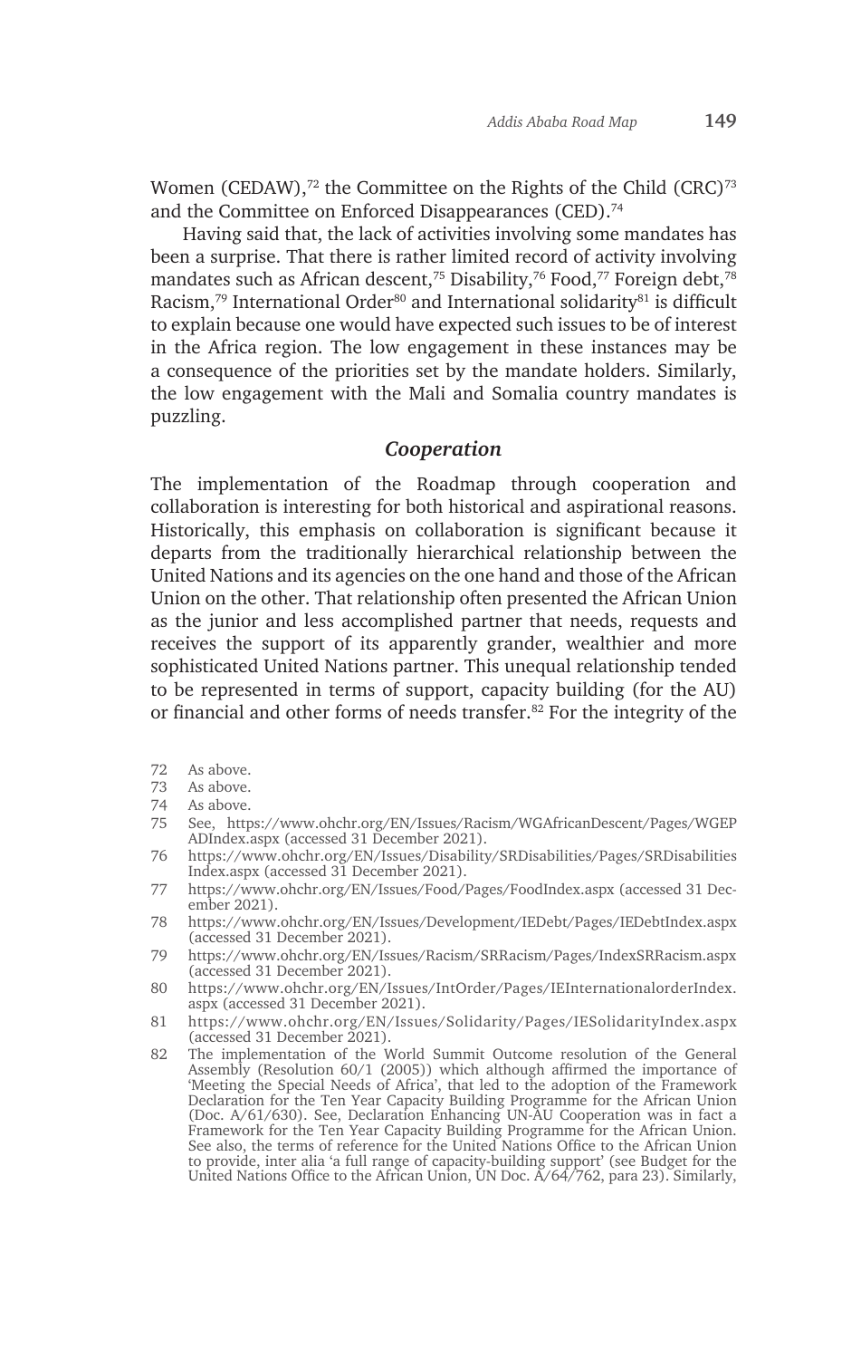Women (CEDAW),[72] the Committee on the Rights of the Child (CRC)[73] and the Committee on Enforced Disappearances (CED).[74]

Having said that, the lack of activities involving some mandates has been a surprise. That there is rather limited record of activity involving mandates such as African descent,[75] Disability,[76] Food,[77] Foreign debt,[78] Racism,[79] International Order[80] and International solidarity[81] is difficult to explain because one would have expected such issues to be of interest in the Africa region. The low engagement in these instances may be a consequence of the priorities set by the mandate holders. Similarly, the low engagement with the Mali and Somalia country mandates is puzzling.

### *Cooperation*

The implementation of the Roadmap through cooperation and collaboration is interesting for both historical and aspirational reasons. Historically, this emphasis on collaboration is significant because it departs from the traditionally hierarchical relationship between the United Nations and its agencies on the one hand and those of the African Union on the other. That relationship often presented the African Union as the junior and less accomplished partner that needs, requests and receives the support of its apparently grander, wealthier and more sophisticated United Nations partner. This unequal relationship tended to be represented in terms of support, capacity building (for the AU) or financial and other forms of needs transfer.[82] For the integrity of the

---

72 As above.

73 As above.

74 As above.

75 See, https://www.ohchr.org/EN/Issues/Racism/WGAfricanDescent/Pages/WGEPADIndex.aspx (accessed 31 December 2021).

76 https://www.ohchr.org/EN/Issues/Disability/SRDisabilities/Pages/SRDisabilitiesIndex.aspx (accessed 31 December 2021).

77 https://www.ohchr.org/EN/Issues/Food/Pages/FoodIndex.aspx (accessed 31 December 2021).

78 https://www.ohchr.org/EN/Issues/Development/IEDebt/Pages/IEDebtIndex.aspx (accessed 31 December 2021).

79 https://www.ohchr.org/EN/Issues/Racism/SRRacism/Pages/IndexSRRacism.aspx (accessed 31 December 2021).

80 https://www.ohchr.org/EN/Issues/IntOrder/Pages/IEInternationalorderIndex.aspx (accessed 31 December 2021).

81 https://www.ohchr.org/EN/Issues/Solidarity/Pages/IESolidarityIndex.aspx (accessed 31 December 2021).

82 The implementation of the World Summit Outcome resolution of the General Assembly (Resolution 60/1 (2005)) which although affirmed the importance of 'Meeting the Special Needs of Africa', that led to the adoption of the Framework Declaration for the Ten Year Capacity Building Programme for the African Union (Doc. A/61/630). See, Declaration Enhancing UN-AU Cooperation was in fact a Framework for the Ten Year Capacity Building Programme for the African Union. See also, the terms of reference for the United Nations Office to the African Union to provide, inter alia 'a full range of capacity-building support' (see Budget for the United Nations Office to the African Union, UN Doc. A/64/762, para 23). Similarly,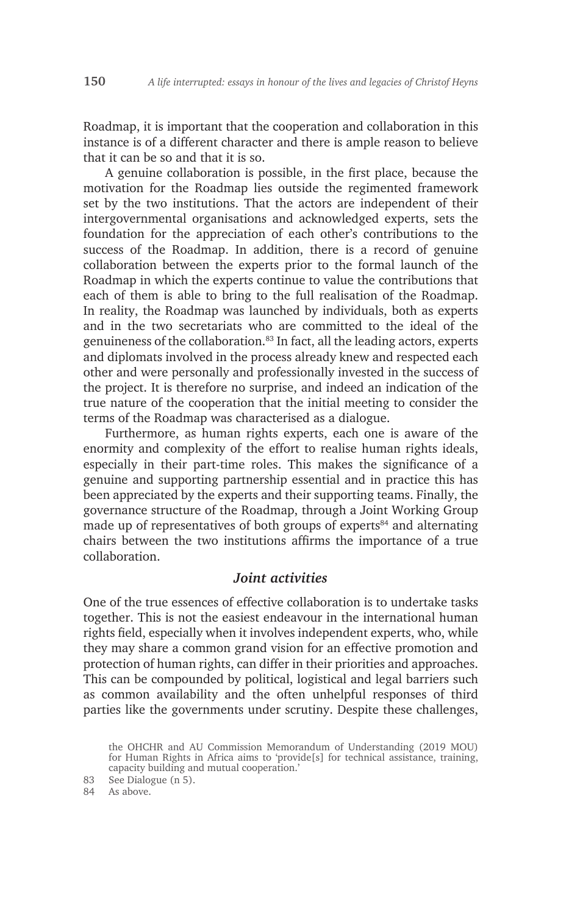Roadmap, it is important that the cooperation and collaboration in this instance is of a different character and there is ample reason to believe that it can be so and that it is so.

A genuine collaboration is possible, in the first place, because the motivation for the Roadmap lies outside the regimented framework set by the two institutions. That the actors are independent of their intergovernmental organisations and acknowledged experts, sets the foundation for the appreciation of each other's contributions to the success of the Roadmap. In addition, there is a record of genuine collaboration between the experts prior to the formal launch of the Roadmap in which the experts continue to value the contributions that each of them is able to bring to the full realisation of the Roadmap. In reality, the Roadmap was launched by individuals, both as experts and in the two secretariats who are committed to the ideal of the genuineness of the collaboration.[83] In fact, all the leading actors, experts and diplomats involved in the process already knew and respected each other and were personally and professionally invested in the success of the project. It is therefore no surprise, and indeed an indication of the true nature of the cooperation that the initial meeting to consider the terms of the Roadmap was characterised as a dialogue.

Furthermore, as human rights experts, each one is aware of the enormity and complexity of the effort to realise human rights ideals, especially in their part-time roles. This makes the significance of a genuine and supporting partnership essential and in practice this has been appreciated by the experts and their supporting teams. Finally, the governance structure of the Roadmap, through a Joint Working Group made up of representatives of both groups of experts[84] and alternating chairs between the two institutions affirms the importance of a true collaboration.

### *Joint activities*

One of the true essences of effective collaboration is to undertake tasks together. This is not the easiest endeavour in the international human rights field, especially when it involves independent experts, who, while they may share a common grand vision for an effective promotion and protection of human rights, can differ in their priorities and approaches. This can be compounded by political, logistical and legal barriers such as common availability and the often unhelpful responses of third parties like the governments under scrutiny. Despite these challenges,

the OHCHR and AU Commission Memorandum of Understanding (2019 MOU) for Human Rights in Africa aims to 'provide[s] for technical assistance, training, capacity building and mutual cooperation.'

83 See Dialogue (n 5).

84 As above.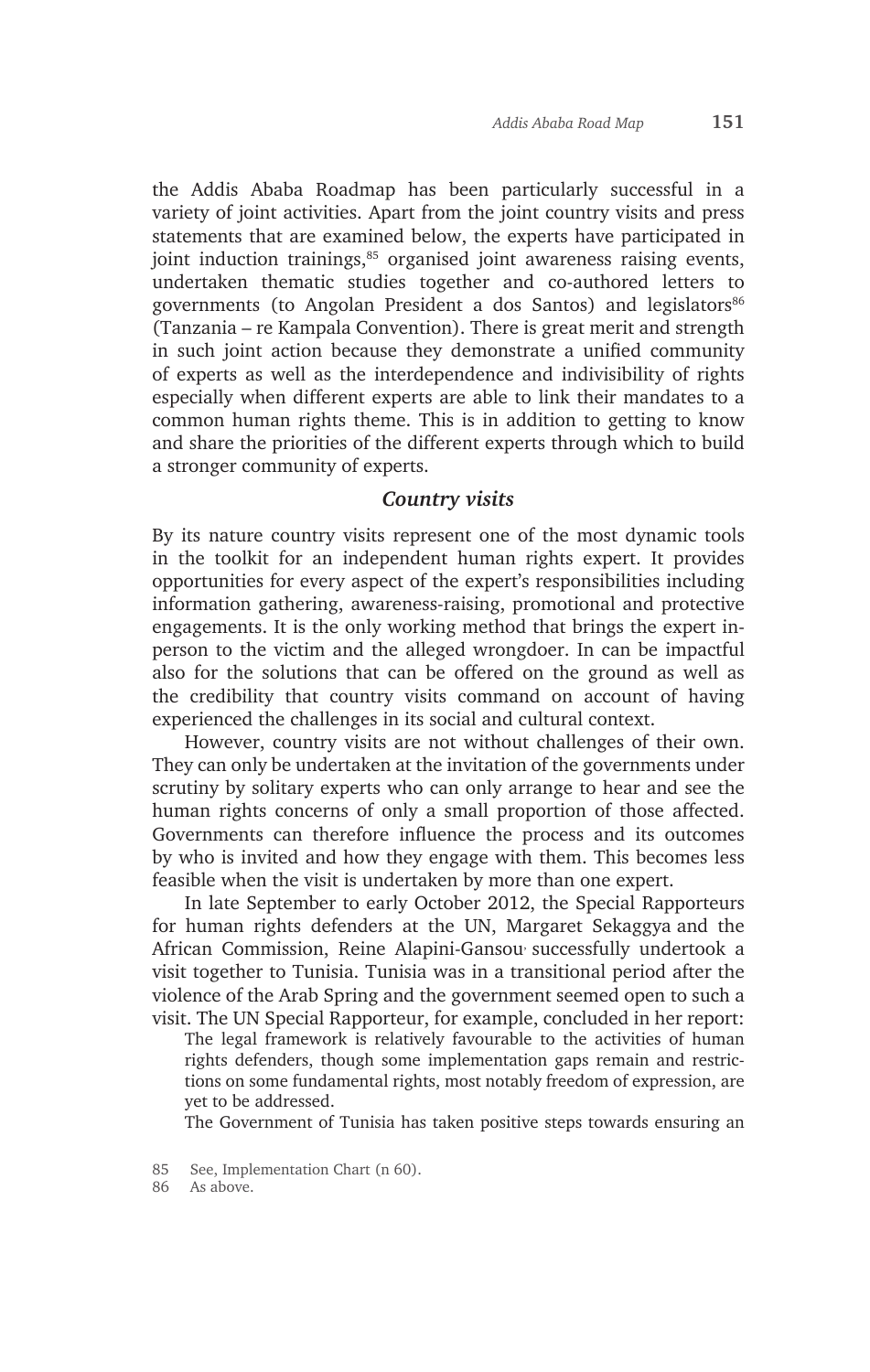the Addis Ababa Roadmap has been particularly successful in a variety of joint activities. Apart from the joint country visits and press statements that are examined below, the experts have participated in joint induction trainings,[85] organised joint awareness raising events, undertaken thematic studies together and co-authored letters to governments (to Angolan President a dos Santos) and legislators[86] (Tanzania – re Kampala Convention). There is great merit and strength in such joint action because they demonstrate a unified community of experts as well as the interdependence and indivisibility of rights especially when different experts are able to link their mandates to a common human rights theme. This is in addition to getting to know and share the priorities of the different experts through which to build a stronger community of experts.

### *Country visits*

By its nature country visits represent one of the most dynamic tools in the toolkit for an independent human rights expert. It provides opportunities for every aspect of the expert's responsibilities including information gathering, awareness-raising, promotional and protective engagements. It is the only working method that brings the expert in-person to the victim and the alleged wrongdoer. In can be impactful also for the solutions that can be offered on the ground as well as the credibility that country visits command on account of having experienced the challenges in its social and cultural context.

However, country visits are not without challenges of their own. They can only be undertaken at the invitation of the governments under scrutiny by solitary experts who can only arrange to hear and see the human rights concerns of only a small proportion of those affected. Governments can therefore influence the process and its outcomes by who is invited and how they engage with them. This becomes less feasible when the visit is undertaken by more than one expert.

In late September to early October 2012, the Special Rapporteurs for human rights defenders at the UN, Margaret Sekaggya and the African Commission, Reine Alapini-Gansou, successfully undertook a visit together to Tunisia. Tunisia was in a transitional period after the violence of the Arab Spring and the government seemed open to such a visit. The UN Special Rapporteur, for example, concluded in her report:

> The legal framework is relatively favourable to the activities of human rights defenders, though some implementation gaps remain and restrictions on some fundamental rights, most notably freedom of expression, are yet to be addressed.
>
> The Government of Tunisia has taken positive steps towards ensuring an

85 See, Implementation Chart (n 60).

86 As above.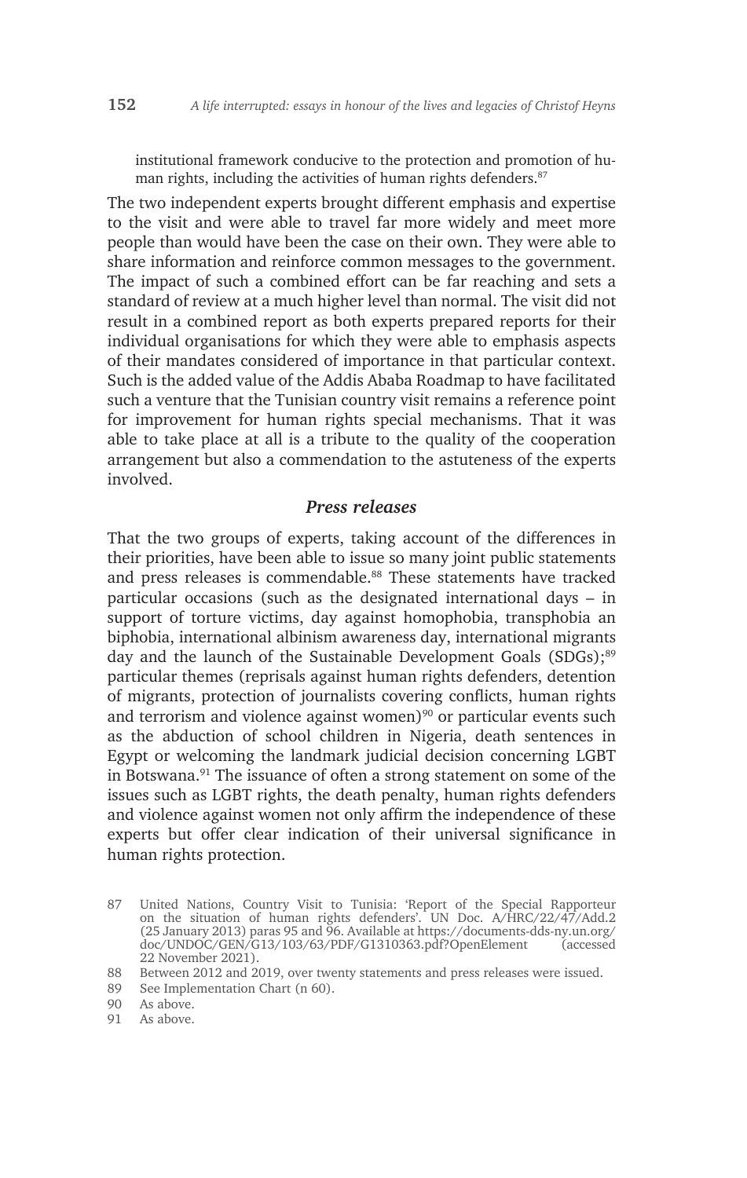institutional framework conducive to the protection and promotion of human rights, including the activities of human rights defenders.[87]

The two independent experts brought different emphasis and expertise to the visit and were able to travel far more widely and meet more people than would have been the case on their own. They were able to share information and reinforce common messages to the government. The impact of such a combined effort can be far reaching and sets a standard of review at a much higher level than normal. The visit did not result in a combined report as both experts prepared reports for their individual organisations for which they were able to emphasis aspects of their mandates considered of importance in that particular context. Such is the added value of the Addis Ababa Roadmap to have facilitated such a venture that the Tunisian country visit remains a reference point for improvement for human rights special mechanisms. That it was able to take place at all is a tribute to the quality of the cooperation arrangement but also a commendation to the astuteness of the experts involved.

### *Press releases*

That the two groups of experts, taking account of the differences in their priorities, have been able to issue so many joint public statements and press releases is commendable.[88] These statements have tracked particular occasions (such as the designated international days – in support of torture victims, day against homophobia, transphobia an biphobia, international albinism awareness day, international migrants day and the launch of the Sustainable Development Goals (SDGs);[89] particular themes (reprisals against human rights defenders, detention of migrants, protection of journalists covering conflicts, human rights and terrorism and violence against women)[90] or particular events such as the abduction of school children in Nigeria, death sentences in Egypt or welcoming the landmark judicial decision concerning LGBT in Botswana.[91] The issuance of often a strong statement on some of the issues such as LGBT rights, the death penalty, human rights defenders and violence against women not only affirm the independence of these experts but offer clear indication of their universal significance in human rights protection.

---

87 United Nations, Country Visit to Tunisia: 'Report of the Special Rapporteur on the situation of human rights defenders'. UN Doc. A/HRC/22/47/Add.2 (25 January 2013) paras 95 and 96. Available at https://documents-dds-ny.un.org/doc/UNDOC/GEN/G13/103/63/PDF/G1310363.pdf?OpenElement (accessed 22 November 2021).

88 Between 2012 and 2019, over twenty statements and press releases were issued.

89 See Implementation Chart (n 60).

90 As above.

91 As above.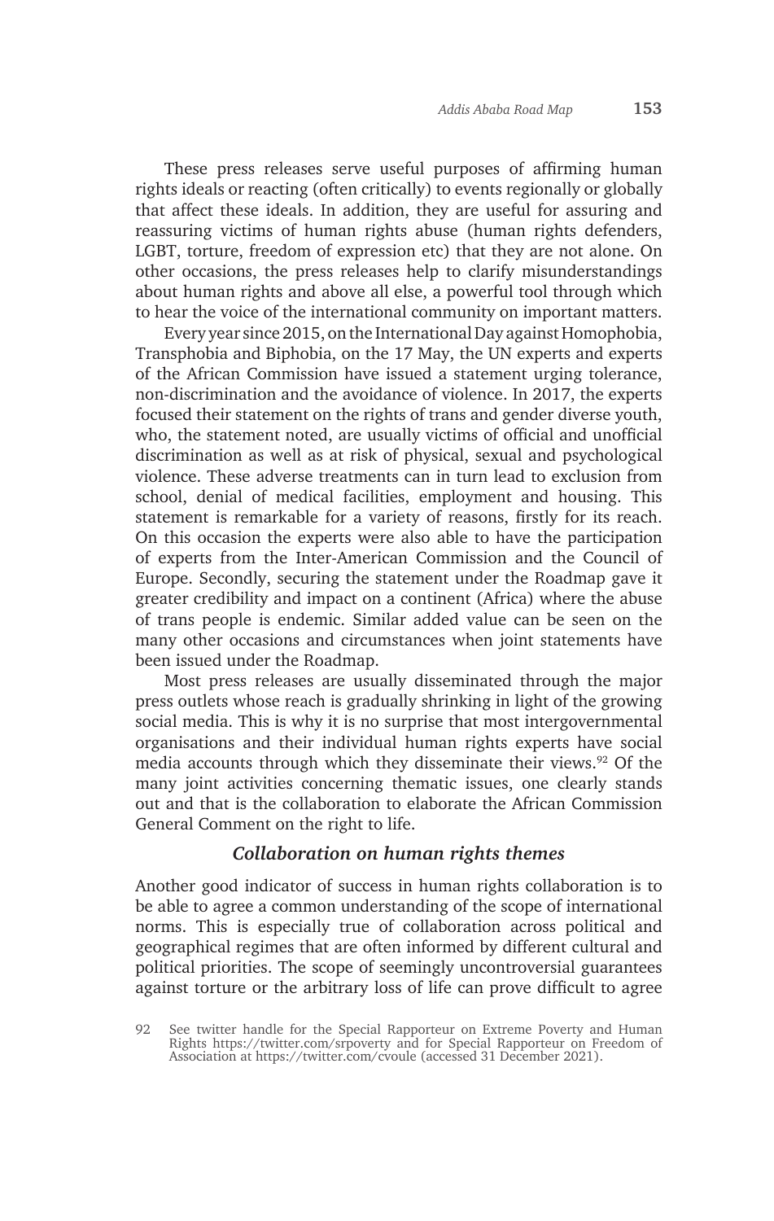These press releases serve useful purposes of affirming human rights ideals or reacting (often critically) to events regionally or globally that affect these ideals. In addition, they are useful for assuring and reassuring victims of human rights abuse (human rights defenders, LGBT, torture, freedom of expression etc) that they are not alone. On other occasions, the press releases help to clarify misunderstandings about human rights and above all else, a powerful tool through which to hear the voice of the international community on important matters.

Every year since 2015, on the International Day against Homophobia, Transphobia and Biphobia, on the 17 May, the UN experts and experts of the African Commission have issued a statement urging tolerance, non-discrimination and the avoidance of violence. In 2017, the experts focused their statement on the rights of trans and gender diverse youth, who, the statement noted, are usually victims of official and unofficial discrimination as well as at risk of physical, sexual and psychological violence. These adverse treatments can in turn lead to exclusion from school, denial of medical facilities, employment and housing. This statement is remarkable for a variety of reasons, firstly for its reach. On this occasion the experts were also able to have the participation of experts from the Inter-American Commission and the Council of Europe. Secondly, securing the statement under the Roadmap gave it greater credibility and impact on a continent (Africa) where the abuse of trans people is endemic. Similar added value can be seen on the many other occasions and circumstances when joint statements have been issued under the Roadmap.

Most press releases are usually disseminated through the major press outlets whose reach is gradually shrinking in light of the growing social media. This is why it is no surprise that most intergovernmental organisations and their individual human rights experts have social media accounts through which they disseminate their views.[92] Of the many joint activities concerning thematic issues, one clearly stands out and that is the collaboration to elaborate the African Commission General Comment on the right to life.

### *Collaboration on human rights themes*

Another good indicator of success in human rights collaboration is to be able to agree a common understanding of the scope of international norms. This is especially true of collaboration across political and geographical regimes that are often informed by different cultural and political priorities. The scope of seemingly uncontroversial guarantees against torture or the arbitrary loss of life can prove difficult to agree

92 See twitter handle for the Special Rapporteur on Extreme Poverty and Human Rights https://twitter.com/srpoverty and for Special Rapporteur on Freedom of Association at https://twitter.com/cvoule (accessed 31 December 2021).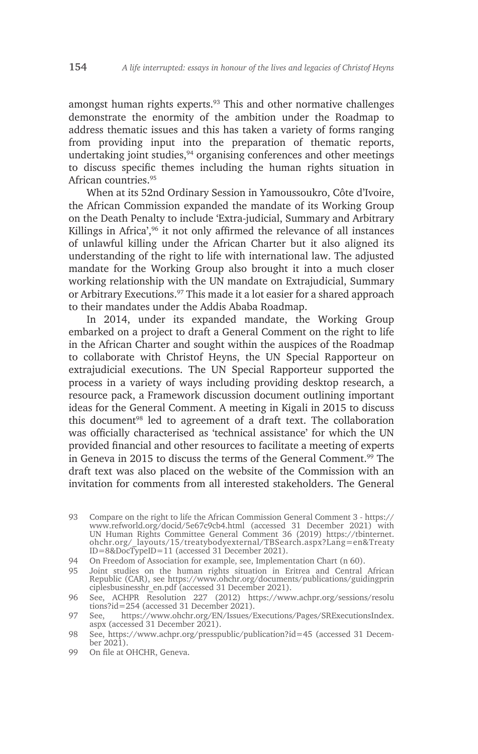amongst human rights experts.[93] This and other normative challenges demonstrate the enormity of the ambition under the Roadmap to address thematic issues and this has taken a variety of forms ranging from providing input into the preparation of thematic reports, undertaking joint studies,[94] organising conferences and other meetings to discuss specific themes including the human rights situation in African countries.[95]

When at its 52nd Ordinary Session in Yamoussoukro, Côte d'Ivoire, the African Commission expanded the mandate of its Working Group on the Death Penalty to include 'Extra-judicial, Summary and Arbitrary Killings in Africa',[96] it not only affirmed the relevance of all instances of unlawful killing under the African Charter but it also aligned its understanding of the right to life with international law. The adjusted mandate for the Working Group also brought it into a much closer working relationship with the UN mandate on Extrajudicial, Summary or Arbitrary Executions.[97] This made it a lot easier for a shared approach to their mandates under the Addis Ababa Roadmap.

In 2014, under its expanded mandate, the Working Group embarked on a project to draft a General Comment on the right to life in the African Charter and sought within the auspices of the Roadmap to collaborate with Christof Heyns, the UN Special Rapporteur on extrajudicial executions. The UN Special Rapporteur supported the process in a variety of ways including providing desktop research, a resource pack, a Framework discussion document outlining important ideas for the General Comment. A meeting in Kigali in 2015 to discuss this document[98] led to agreement of a draft text. The collaboration was officially characterised as 'technical assistance' for which the UN provided financial and other resources to facilitate a meeting of experts in Geneva in 2015 to discuss the terms of the General Comment.[99] The draft text was also placed on the website of the Commission with an invitation for comments from all interested stakeholders. The General

---

93 Compare on the right to life the African Commission General Comment 3 - https://www.refworld.org/docid/5e67c9cb4.html (accessed 31 December 2021) with UN Human Rights Committee General Comment 36 (2019) https://tbinternet.ohchr.org/_layouts/15/treatybodyexternal/TBSearch.aspx?Lang=en&TreatyID=8&DocTypeID=11 (accessed 31 December 2021).

94 On Freedom of Association for example, see, Implementation Chart (n 60).

95 Joint studies on the human rights situation in Eritrea and Central African Republic (CAR), see https://www.ohchr.org/documents/publications/guidingprinciplesbusinesshr_en.pdf (accessed 31 December 2021).

96 See, ACHPR Resolution 227 (2012) https://www.achpr.org/sessions/resolutions?id=254 (accessed 31 December 2021).

97 See, https://www.ohchr.org/EN/Issues/Executions/Pages/SRExecutionsIndex.aspx (accessed 31 December 2021).

98 See, https://www.achpr.org/presspublic/publication?id=45 (accessed 31 December 2021).

99 On file at OHCHR, Geneva.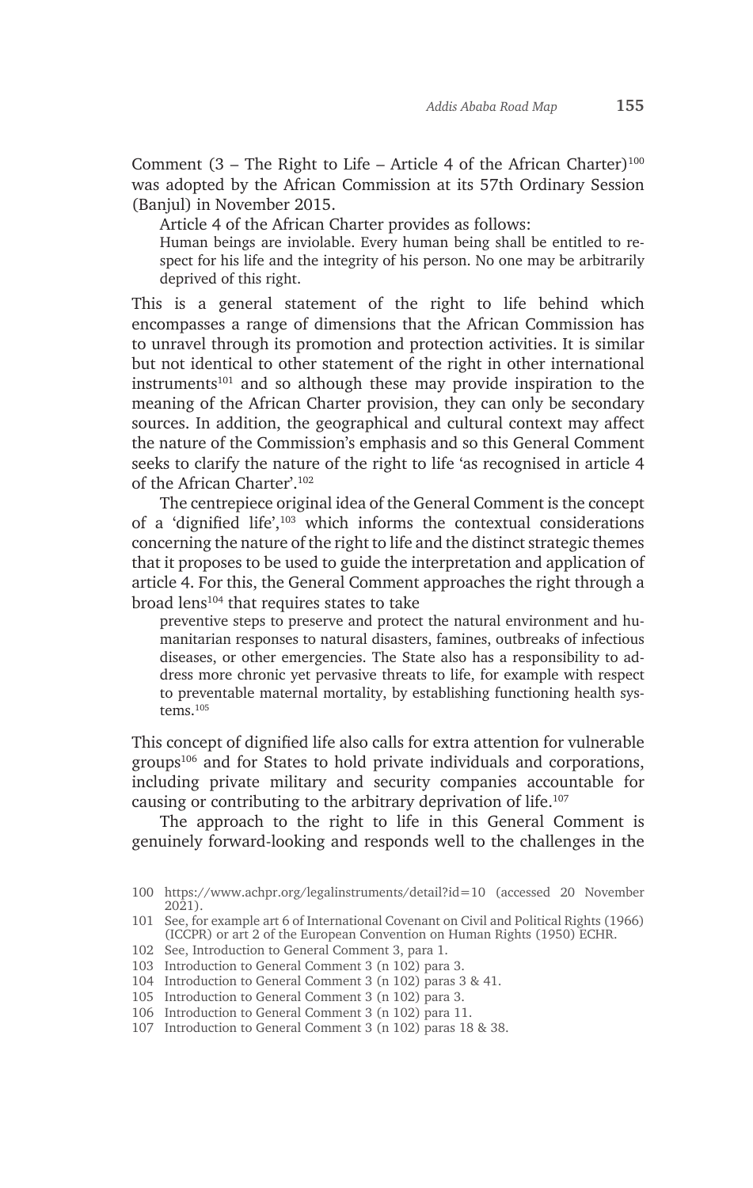Comment (3 – The Right to Life – Article 4 of the African Charter)[100] was adopted by the African Commission at its 57th Ordinary Session (Banjul) in November 2015.

Article 4 of the African Charter provides as follows:

> Human beings are inviolable. Every human being shall be entitled to respect for his life and the integrity of his person. No one may be arbitrarily deprived of this right.

This is a general statement of the right to life behind which encompasses a range of dimensions that the African Commission has to unravel through its promotion and protection activities. It is similar but not identical to other statement of the right in other international instruments[101] and so although these may provide inspiration to the meaning of the African Charter provision, they can only be secondary sources. In addition, the geographical and cultural context may affect the nature of the Commission's emphasis and so this General Comment seeks to clarify the nature of the right to life 'as recognised in article 4 of the African Charter'.[102]

The centrepiece original idea of the General Comment is the concept of a 'dignified life',[103] which informs the contextual considerations concerning the nature of the right to life and the distinct strategic themes that it proposes to be used to guide the interpretation and application of article 4. For this, the General Comment approaches the right through a broad lens[104] that requires states to take

> preventive steps to preserve and protect the natural environment and humanitarian responses to natural disasters, famines, outbreaks of infectious diseases, or other emergencies. The State also has a responsibility to address more chronic yet pervasive threats to life, for example with respect to preventable maternal mortality, by establishing functioning health systems.[105]

This concept of dignified life also calls for extra attention for vulnerable groups[106] and for States to hold private individuals and corporations, including private military and security companies accountable for causing or contributing to the arbitrary deprivation of life.[107]

The approach to the right to life in this General Comment is genuinely forward-looking and responds well to the challenges in the

---

100 https://www.achpr.org/legalinstruments/detail?id=10 (accessed 20 November 2021).

101 See, for example art 6 of International Covenant on Civil and Political Rights (1966) (ICCPR) or art 2 of the European Convention on Human Rights (1950) ECHR.

102 See, Introduction to General Comment 3, para 1.

103 Introduction to General Comment 3 (n 102) para 3.

104 Introduction to General Comment 3 (n 102) paras 3 & 41.

105 Introduction to General Comment 3 (n 102) para 3.

106 Introduction to General Comment 3 (n 102) para 11.

107 Introduction to General Comment 3 (n 102) paras 18 & 38.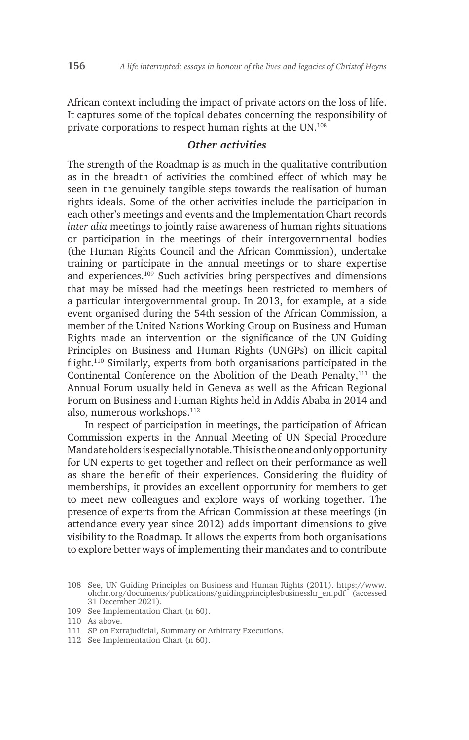African context including the impact of private actors on the loss of life. It captures some of the topical debates concerning the responsibility of private corporations to respect human rights at the UN.[108]

### *Other activities*

The strength of the Roadmap is as much in the qualitative contribution as in the breadth of activities the combined effect of which may be seen in the genuinely tangible steps towards the realisation of human rights ideals. Some of the other activities include the participation in each other's meetings and events and the Implementation Chart records *inter alia* meetings to jointly raise awareness of human rights situations or participation in the meetings of their intergovernmental bodies (the Human Rights Council and the African Commission), undertake training or participate in the annual meetings or to share expertise and experiences.[109] Such activities bring perspectives and dimensions that may be missed had the meetings been restricted to members of a particular intergovernmental group. In 2013, for example, at a side event organised during the 54th session of the African Commission, a member of the United Nations Working Group on Business and Human Rights made an intervention on the significance of the UN Guiding Principles on Business and Human Rights (UNGPs) on illicit capital flight.[110] Similarly, experts from both organisations participated in the Continental Conference on the Abolition of the Death Penalty,[111] the Annual Forum usually held in Geneva as well as the African Regional Forum on Business and Human Rights held in Addis Ababa in 2014 and also, numerous workshops.[112]

In respect of participation in meetings, the participation of African Commission experts in the Annual Meeting of UN Special Procedure Mandate holders is especially notable. This is the one and only opportunity for UN experts to get together and reflect on their performance as well as share the benefit of their experiences. Considering the fluidity of memberships, it provides an excellent opportunity for members to get to meet new colleagues and explore ways of working together. The presence of experts from the African Commission at these meetings (in attendance every year since 2012) adds important dimensions to give visibility to the Roadmap. It allows the experts from both organisations to explore better ways of implementing their mandates and to contribute

---

108 See, UN Guiding Principles on Business and Human Rights (2011). https://www.ohchr.org/documents/publications/guidingprinciplesbusinesshr_en.pdf (accessed 31 December 2021).

109 See Implementation Chart (n 60).

110 As above.

111 SP on Extrajudicial, Summary or Arbitrary Executions.

112 See Implementation Chart (n 60).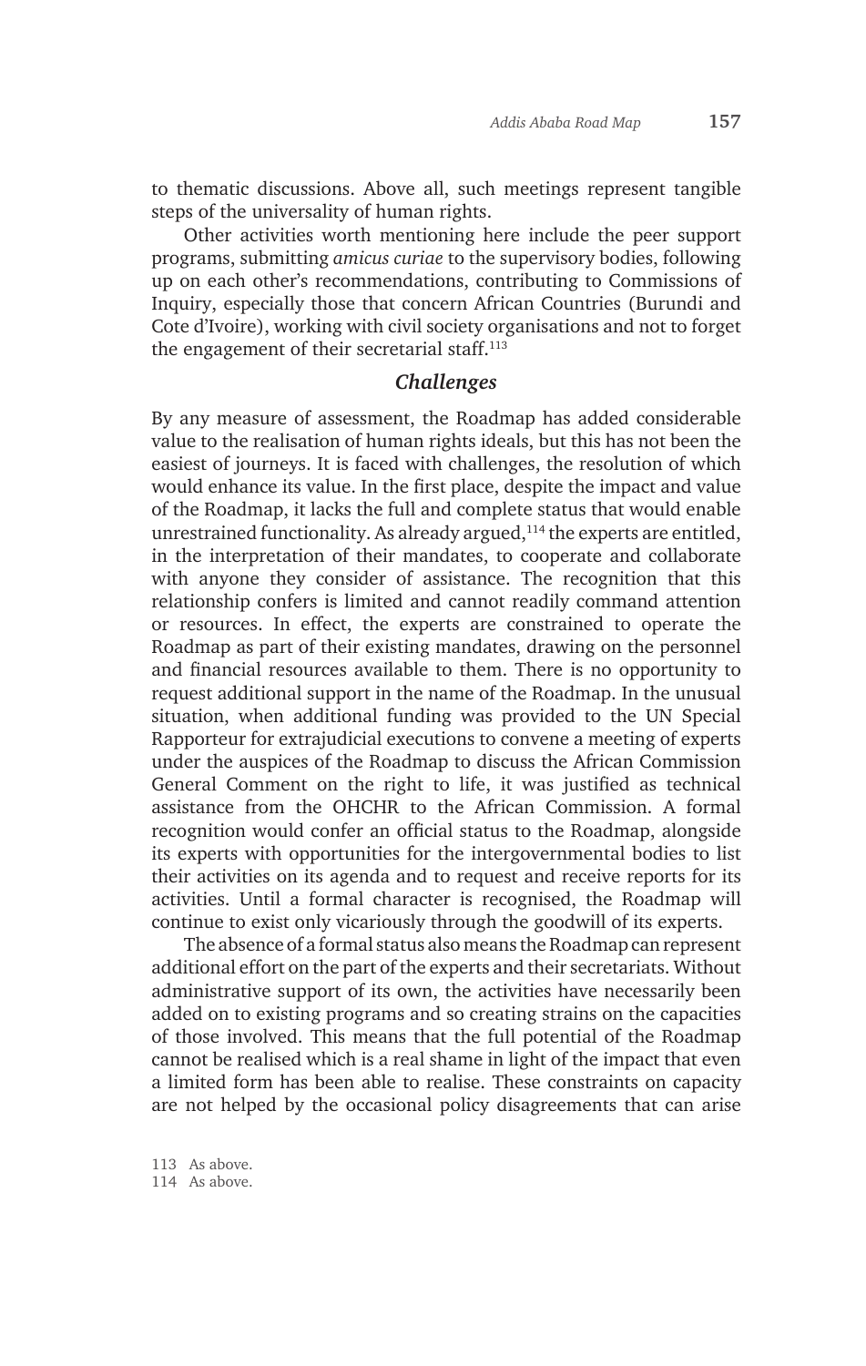to thematic discussions. Above all, such meetings represent tangible steps of the universality of human rights.

Other activities worth mentioning here include the peer support programs, submitting *amicus curiae* to the supervisory bodies, following up on each other's recommendations, contributing to Commissions of Inquiry, especially those that concern African Countries (Burundi and Cote d'Ivoire), working with civil society organisations and not to forget the engagement of their secretarial staff.[113]

### Challenges

By any measure of assessment, the Roadmap has added considerable value to the realisation of human rights ideals, but this has not been the easiest of journeys. It is faced with challenges, the resolution of which would enhance its value. In the first place, despite the impact and value of the Roadmap, it lacks the full and complete status that would enable unrestrained functionality. As already argued,[114] the experts are entitled, in the interpretation of their mandates, to cooperate and collaborate with anyone they consider of assistance. The recognition that this relationship confers is limited and cannot readily command attention or resources. In effect, the experts are constrained to operate the Roadmap as part of their existing mandates, drawing on the personnel and financial resources available to them. There is no opportunity to request additional support in the name of the Roadmap. In the unusual situation, when additional funding was provided to the UN Special Rapporteur for extrajudicial executions to convene a meeting of experts under the auspices of the Roadmap to discuss the African Commission General Comment on the right to life, it was justified as technical assistance from the OHCHR to the African Commission. A formal recognition would confer an official status to the Roadmap, alongside its experts with opportunities for the intergovernmental bodies to list their activities on its agenda and to request and receive reports for its activities. Until a formal character is recognised, the Roadmap will continue to exist only vicariously through the goodwill of its experts.

The absence of a formal status also means the Roadmap can represent additional effort on the part of the experts and their secretariats. Without administrative support of its own, the activities have necessarily been added on to existing programs and so creating strains on the capacities of those involved. This means that the full potential of the Roadmap cannot be realised which is a real shame in light of the impact that even a limited form has been able to realise. These constraints on capacity are not helped by the occasional policy disagreements that can arise

113 As above.
114 As above.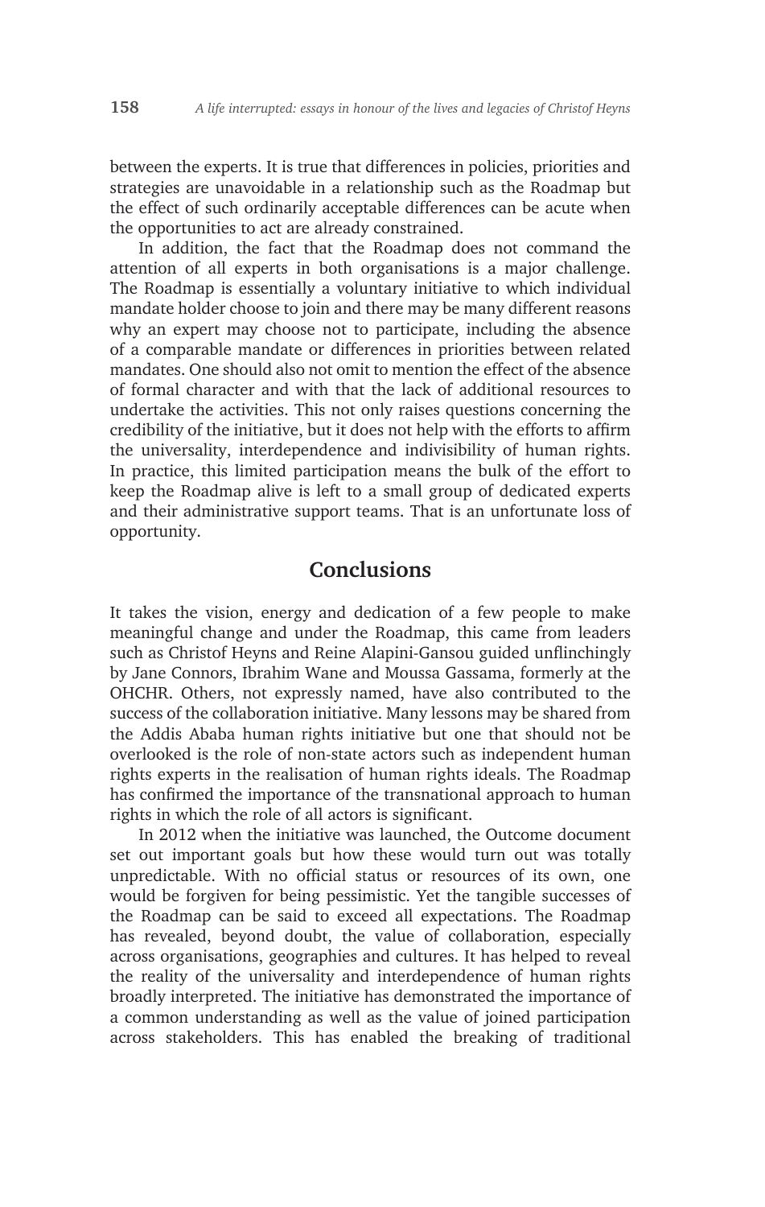between the experts. It is true that differences in policies, priorities and strategies are unavoidable in a relationship such as the Roadmap but the effect of such ordinarily acceptable differences can be acute when the opportunities to act are already constrained.

In addition, the fact that the Roadmap does not command the attention of all experts in both organisations is a major challenge. The Roadmap is essentially a voluntary initiative to which individual mandate holder choose to join and there may be many different reasons why an expert may choose not to participate, including the absence of a comparable mandate or differences in priorities between related mandates. One should also not omit to mention the effect of the absence of formal character and with that the lack of additional resources to undertake the activities. This not only raises questions concerning the credibility of the initiative, but it does not help with the efforts to affirm the universality, interdependence and indivisibility of human rights. In practice, this limited participation means the bulk of the effort to keep the Roadmap alive is left to a small group of dedicated experts and their administrative support teams. That is an unfortunate loss of opportunity.

## Conclusions

It takes the vision, energy and dedication of a few people to make meaningful change and under the Roadmap, this came from leaders such as Christof Heyns and Reine Alapini-Gansou guided unflinchingly by Jane Connors, Ibrahim Wane and Moussa Gassama, formerly at the OHCHR. Others, not expressly named, have also contributed to the success of the collaboration initiative. Many lessons may be shared from the Addis Ababa human rights initiative but one that should not be overlooked is the role of non-state actors such as independent human rights experts in the realisation of human rights ideals. The Roadmap has confirmed the importance of the transnational approach to human rights in which the role of all actors is significant.

In 2012 when the initiative was launched, the Outcome document set out important goals but how these would turn out was totally unpredictable. With no official status or resources of its own, one would be forgiven for being pessimistic. Yet the tangible successes of the Roadmap can be said to exceed all expectations. The Roadmap has revealed, beyond doubt, the value of collaboration, especially across organisations, geographies and cultures. It has helped to reveal the reality of the universality and interdependence of human rights broadly interpreted. The initiative has demonstrated the importance of a common understanding as well as the value of joined participation across stakeholders. This has enabled the breaking of traditional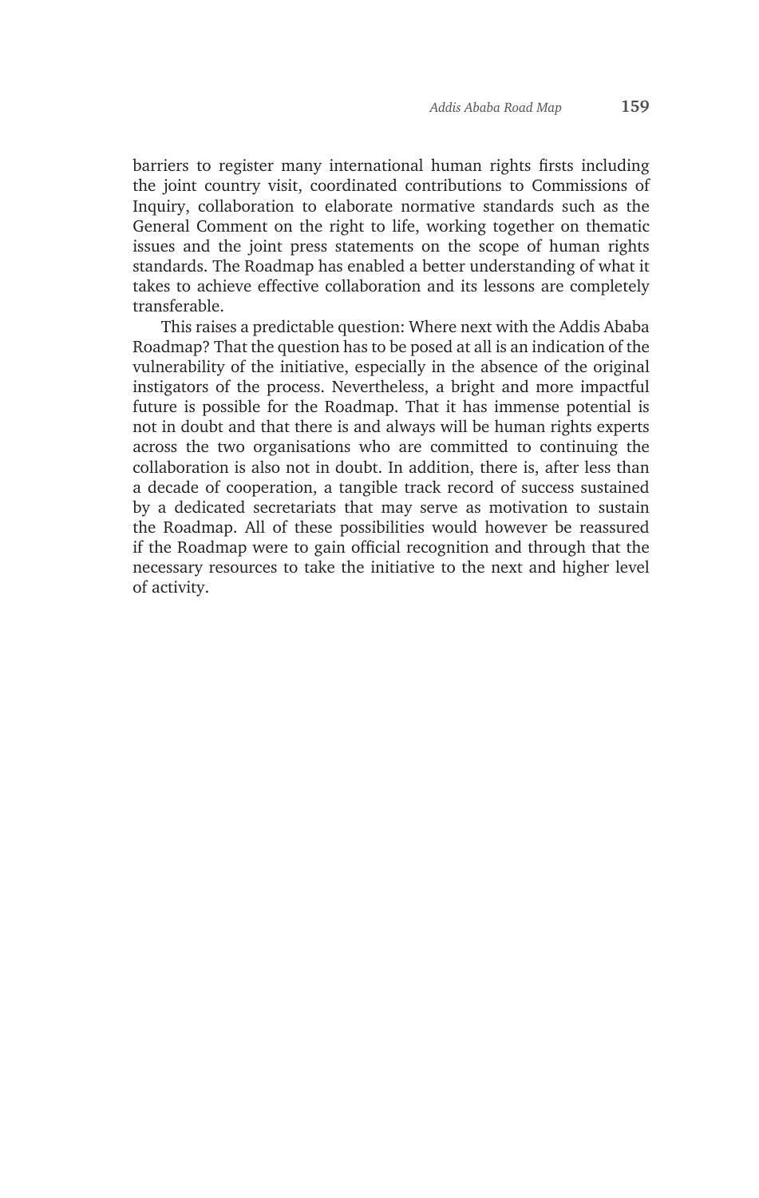barriers to register many international human rights firsts including the joint country visit, coordinated contributions to Commissions of Inquiry, collaboration to elaborate normative standards such as the General Comment on the right to life, working together on thematic issues and the joint press statements on the scope of human rights standards. The Roadmap has enabled a better understanding of what it takes to achieve effective collaboration and its lessons are completely transferable.

This raises a predictable question: Where next with the Addis Ababa Roadmap? That the question has to be posed at all is an indication of the vulnerability of the initiative, especially in the absence of the original instigators of the process. Nevertheless, a bright and more impactful future is possible for the Roadmap. That it has immense potential is not in doubt and that there is and always will be human rights experts across the two organisations who are committed to continuing the collaboration is also not in doubt. In addition, there is, after less than a decade of cooperation, a tangible track record of success sustained by a dedicated secretariats that may serve as motivation to sustain the Roadmap. All of these possibilities would however be reassured if the Roadmap were to gain official recognition and through that the necessary resources to take the initiative to the next and higher level of activity.